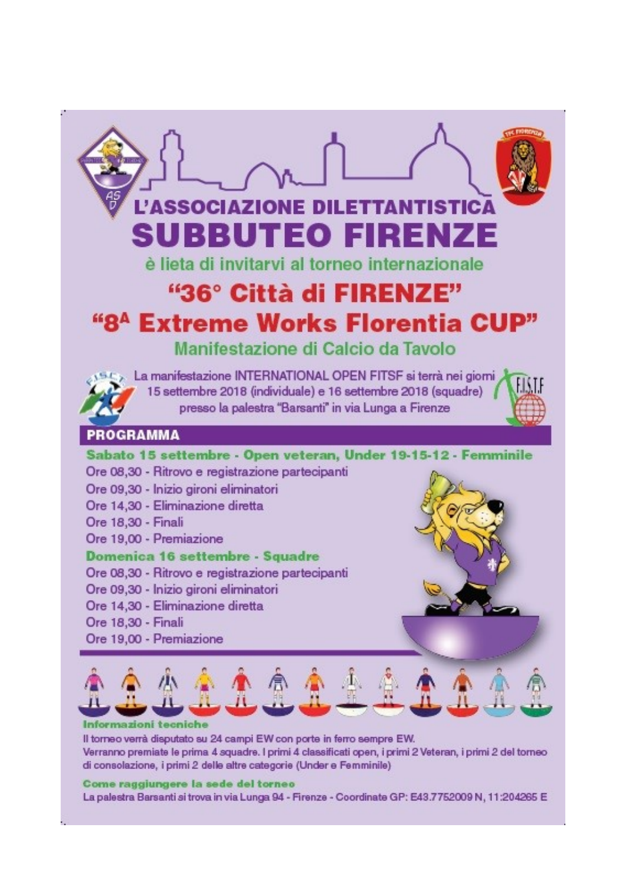# L'ASSOCIAZIONE DILETTANTISTICA SUBBUTEO FIRENZE

è lieta di invitarvi al torneo internazionale

## "36° Città di FIRENZE"

## "8A Extreme Works Florentia CUP"

### Manifestazione di Calcio da Tavolo

La manifestazione INTERNATIONAL OPEN FITSF si terrà nei giorni 15 settembre 2018 (individuale) e 16 settembre 2018 (squadre) presso la palestra "Barsanti" in via Lunga a Firenze

## PROGRAMMA

**Sabato 15 settembre - Open veteran, Under 19-15-12 - Femminile**

Ore 08,30 - Ritrovo e registrazione partecipanti
Ore 09,30 - Inizio gironi eliminatori
Ore 14,30 - Eliminazione diretta
Ore 18,30 - Finali
Ore 19,00 - Premiazione

**Domenica 16 settembre - Squadre**

Ore 08,30 - Ritrovo e registrazione partecipanti
Ore 09,30 - Inizio gironi eliminatori
Ore 14,30 - Eliminazione diretta
Ore 18,30 - Finali
Ore 19,00 - Premiazione

**Informazioni tecniche**

Il torneo verrà disputato su 24 campi EW con porte in ferro sempre EW.
Verranno premiate le prima 4 squadre. I primi 4 classificati open, i primi 2 Veteran, i primi 2 del torneo di consolazione, i primi 2 delle altre categorie (Under e Femminile)

**Come raggiungere la sede del torneo**

La palestra Barsanti si trova in via Lunga 94 - Firenze - Coordinate GP: E43.7752009 N, 11:204265 E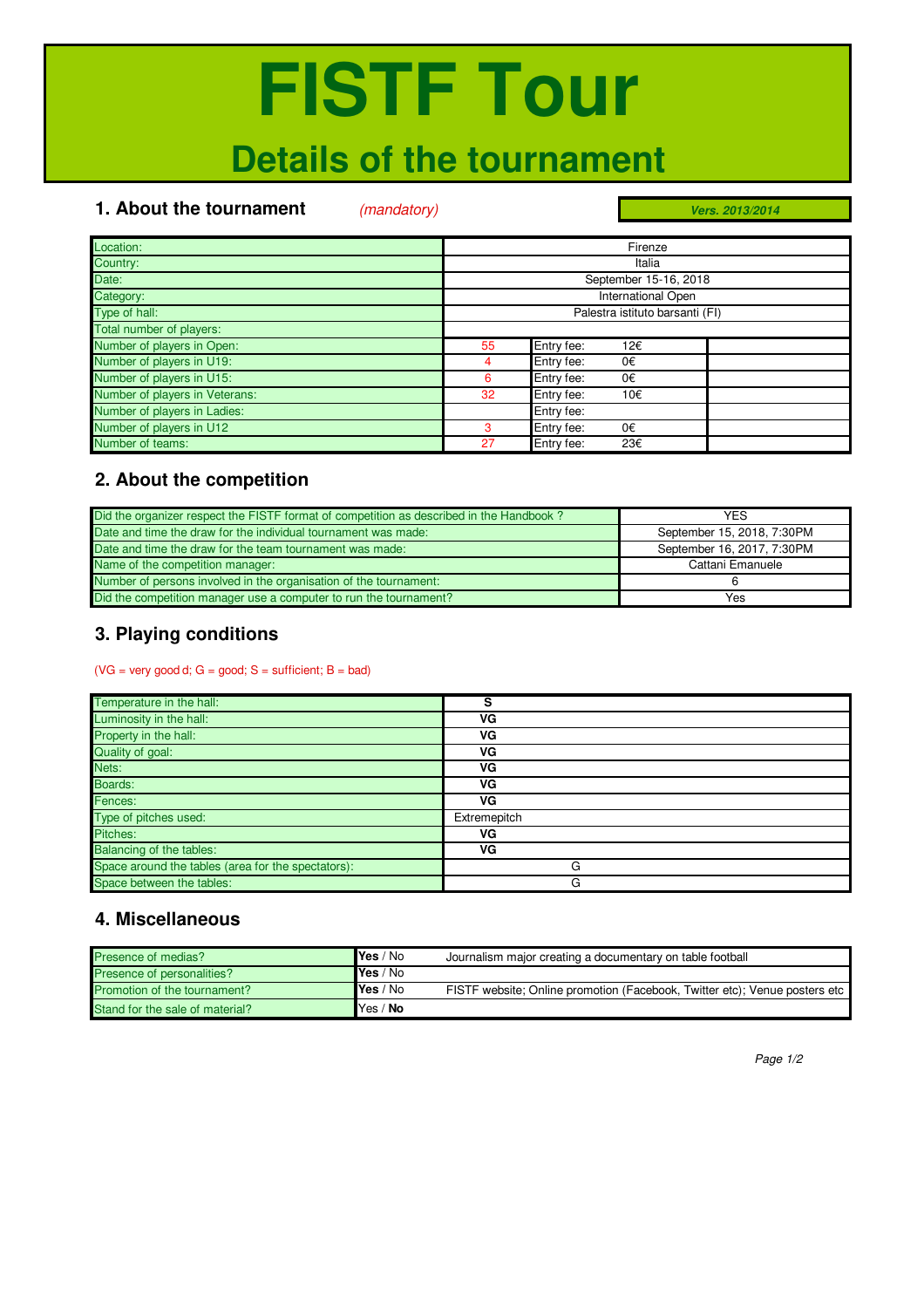# FISTF Tour

## Details of the tournament

### 1. About the tournament *(mandatory)*

***Vers. 2013/2014***

| | | | |
|---|---|---|---|
| Location: | Firenze | | |
| Country: | Italia | | |
| Date: | September 15-16, 2018 | | |
| Category: | International Open | | |
| Type of hall: | Palestra istituto barsanti (FI) | | |
| Total number of players: | | | |
| Number of players in Open: | 55 | Entry fee: 12€ | |
| Number of players in U19: | 4 | Entry fee: 0€ | |
| Number of players in U15: | 6 | Entry fee: 0€ | |
| Number of players in Veterans: | 32 | Entry fee: 10€ | |
| Number of players in Ladies: | | Entry fee: | |
| Number of players in U12 | 3 | Entry fee: 0€ | |
| Number of teams: | 27 | Entry fee: 23€ | |

### 2. About the competition

| | |
|---|---|
| Did the organizer respect the FISTF format of competition as described in the Handbook ? | YES |
| Date and time the draw for the individual tournament was made: | September 15, 2018, 7:30PM |
| Date and time the draw for the team tournament was made: | September 16, 2017, 7:30PM |
| Name of the competition manager: | Cattani Emanuele |
| Number of persons involved in the organisation of the tournament: | 6 |
| Did the competition manager use a computer to run the tournament? | Yes |

### 3. Playing conditions

(VG = very good d; G = good; S = sufficient; B = bad)

| | |
|---|---|
| Temperature in the hall: | **S** |
| Luminosity in the hall: | **VG** |
| Property in the hall: | **VG** |
| Quality of goal: | **VG** |
| Nets: | **VG** |
| Boards: | **VG** |
| Fences: | **VG** |
| Type of pitches used: | Extremepitch |
| Pitches: | **VG** |
| Balancing of the tables: | **VG** |
| Space around the tables (area for the spectators): | G |
| Space between the tables: | G |

### 4. Miscellaneous

| | | |
|---|---|---|
| Presence of medias? | **Yes** / No | Journalism major creating a documentary on table football |
| Presence of personalities? | **Yes** / No | |
| Promotion of the tournament? | **Yes** / No | FISTF website; Online promotion (Facebook, Twitter etc); Venue posters etc |
| Stand for the sale of material? | Yes / **No** | |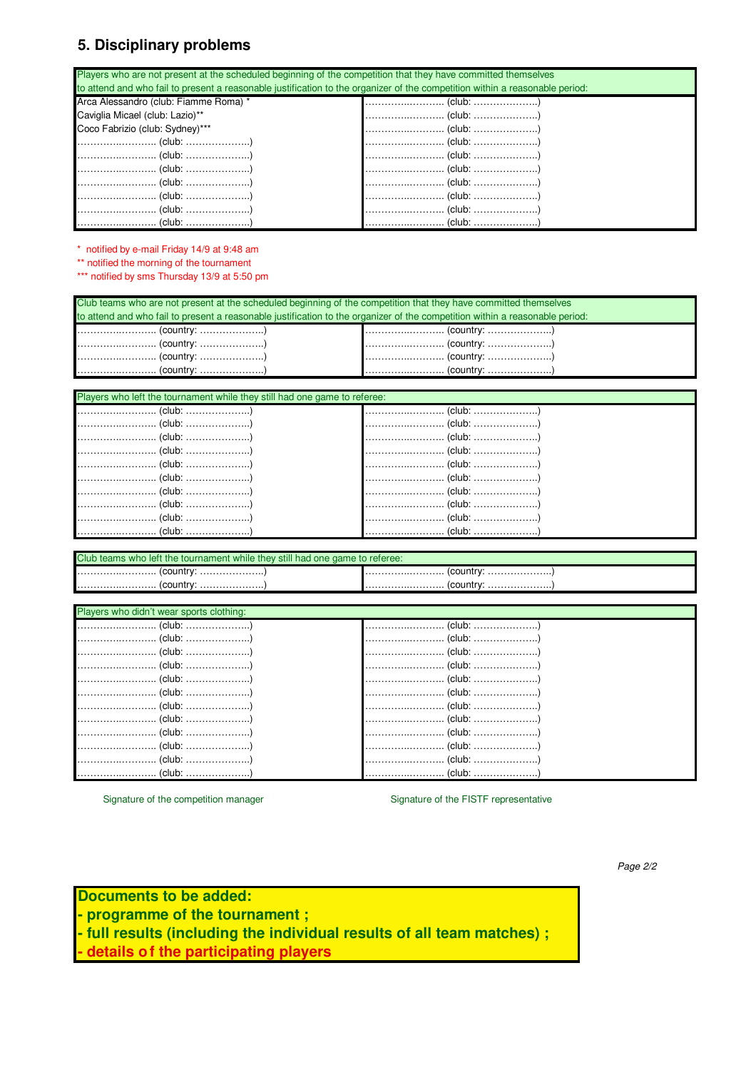## 5. Disciplinary problems

| Players who are not present at the scheduled beginning of the competition that they have committed themselves to attend and who fail to present a reasonable justification to the organizer of the competition within a reasonable period: | |
|---|---|
| Arca Alessandro (club: Fiamme Roma) * | …………………… (club: ………………..) |
| Caviglia Micael (club: Lazio)** | …………………… (club: ………………..) |
| Coco Fabrizio (club: Sydney)*** | …………………… (club: ………………..) |
| …………………… (club: ………………..) | …………………… (club: ………………..) |
| …………………… (club: ………………..) | …………………… (club: ………………..) |
| …………………… (club: ………………..) | …………………… (club: ………………..) |
| …………………… (club: ………………..) | …………………… (club: ………………..) |
| …………………… (club: ………………..) | …………………… (club: ………………..) |
| …………………… (club: ………………..) | …………………… (club: ………………..) |
| …………………… (club: ………………..) | …………………… (club: ………………..) |

* notified by e-mail Friday 14/9 at 9:48 am

** notified the morning of the tournament

*** notified by sms Thursday 13/9 at 5:50 pm

| Club teams who are not present at the scheduled beginning of the competition that they have committed themselves to attend and who fail to present a reasonable justification to the organizer of the competition within a reasonable period: | |
|---|---|
| …………………… (country: ………………..) | …………………… (country: ………………..) |
| …………………… (country: ………………..) | …………………… (country: ………………..) |
| …………………… (country: ………………..) | …………………… (country: ………………..) |
| …………………… (country: ………………..) | …………………… (country: ………………..) |

| Players who left the tournament while they still had one game to referee: | |
|---|---|
| …………………… (club: ………………..) | …………………… (club: ………………..) |
| …………………… (club: ………………..) | …………………… (club: ………………..) |
| …………………… (club: ………………..) | …………………… (club: ………………..) |
| …………………… (club: ………………..) | …………………… (club: ………………..) |
| …………………… (club: ………………..) | …………………… (club: ………………..) |
| …………………… (club: ………………..) | …………………… (club: ………………..) |
| …………………… (club: ………………..) | …………………… (club: ………………..) |
| …………………… (club: ………………..) | …………………… (club: ………………..) |
| …………………… (club: ………………..) | …………………… (club: ………………..) |
| …………………… (club: ………………..) | …………………… (club: ………………..) |

| Club teams who left the tournament while they still had one game to referee: | |
|---|---|
| …………………… (country: ………………..) | …………………… (country: ………………..) |
| …………………… (country: ………………..) | …………………… (country: ………………..) |

| Players who didn't wear sports clothing: | |
|---|---|
| …………………… (club: ………………..) | …………………… (club: ………………..) |
| …………………… (club: ………………..) | …………………… (club: ………………..) |
| …………………… (club: ………………..) | …………………… (club: ………………..) |
| …………………… (club: ………………..) | …………………… (club: ………………..) |
| …………………… (club: ………………..) | …………………… (club: ………………..) |
| …………………… (club: ………………..) | …………………… (club: ………………..) |
| …………………… (club: ………………..) | …………………… (club: ………………..) |
| …………………… (club: ………………..) | …………………… (club: ………………..) |
| …………………… (club: ………………..) | …………………… (club: ………………..) |
| …………………… (club: ………………..) | …………………… (club: ………………..) |
| …………………… (club: ………………..) | …………………… (club: ………………..) |
| …………………… (club: ………………..) | …………………… (club: ………………..) |

Signature of the competition manager

Signature of the FISTF representative

**Documents to be added:**
**- programme of the tournament ;**
**- full results (including the individual results of all team matches) ;**
**- details of the participating players**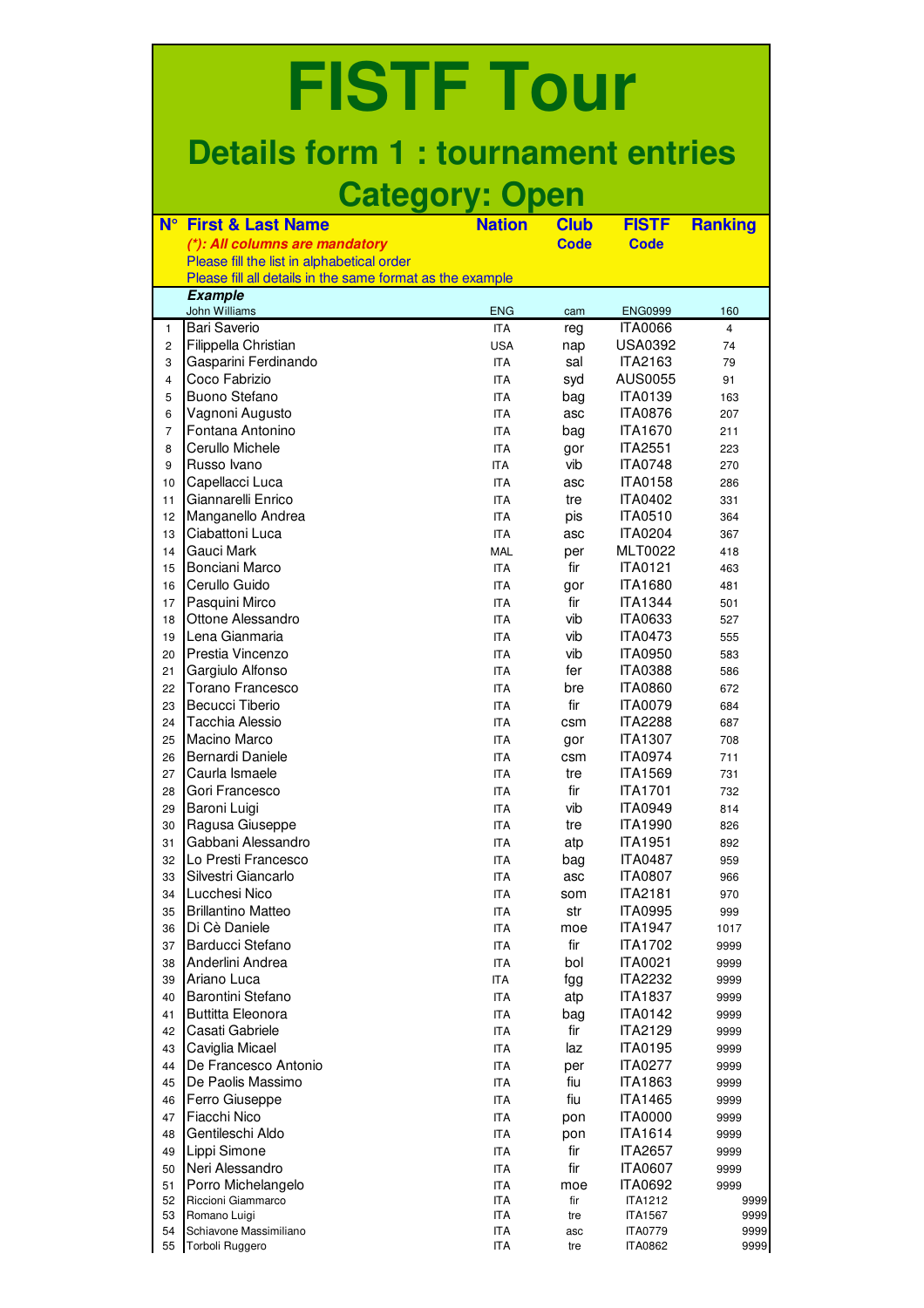# FISTF Tour

## Details form 1 : tournament entries

## Category: Open

| N° | First & Last Name | Nation | Club Code | FISTF Code | Ranking |
|---|---|---|---|---|---|
| | ***(*): All columns are mandatory***<br>Please fill the list in alphabetical order<br>Please fill all details in the same format as the example | | | | |
| | ***Example*** | | | | |
| | John Williams | ENG | cam | ENG0999 | 160 |
| 1 | Bari Saverio | ITA | reg | ITA0066 | 4 |
| 2 | Filippella Christian | USA | nap | USA0392 | 74 |
| 3 | Gasparini Ferdinando | ITA | sal | ITA2163 | 79 |
| 4 | Coco Fabrizio | ITA | syd | AUS0055 | 91 |
| 5 | Buono Stefano | ITA | bag | ITA0139 | 163 |
| 6 | Vagnoni Augusto | ITA | asc | ITA0876 | 207 |
| 7 | Fontana Antonino | ITA | bag | ITA1670 | 211 |
| 8 | Cerullo Michele | ITA | gor | ITA2551 | 223 |
| 9 | Russo Ivano | ITA | vib | ITA0748 | 270 |
| 10 | Capellacci Luca | ITA | asc | ITA0158 | 286 |
| 11 | Giannarelli Enrico | ITA | tre | ITA0402 | 331 |
| 12 | Manganello Andrea | ITA | pis | ITA0510 | 364 |
| 13 | Ciabattoni Luca | ITA | asc | ITA0204 | 367 |
| 14 | Gauci Mark | MAL | per | MLT0022 | 418 |
| 15 | Bonciani Marco | ITA | fir | ITA0121 | 463 |
| 16 | Cerullo Guido | ITA | gor | ITA1680 | 481 |
| 17 | Pasquini Mirco | ITA | fir | ITA1344 | 501 |
| 18 | Ottone Alessandro | ITA | vib | ITA0633 | 527 |
| 19 | Lena Gianmaria | ITA | vib | ITA0473 | 555 |
| 20 | Prestia Vincenzo | ITA | vib | ITA0950 | 583 |
| 21 | Gargiulo Alfonso | ITA | fer | ITA0388 | 586 |
| 22 | Torano Francesco | ITA | bre | ITA0860 | 672 |
| 23 | Becucci Tiberio | ITA | fir | ITA0079 | 684 |
| 24 | Tacchia Alessio | ITA | csm | ITA2288 | 687 |
| 25 | Macino Marco | ITA | gor | ITA1307 | 708 |
| 26 | Bernardi Daniele | ITA | csm | ITA0974 | 711 |
| 27 | Caurla Ismaele | ITA | tre | ITA1569 | 731 |
| 28 | Gori Francesco | ITA | fir | ITA1701 | 732 |
| 29 | Baroni Luigi | ITA | vib | ITA0949 | 814 |
| 30 | Ragusa Giuseppe | ITA | tre | ITA1990 | 826 |
| 31 | Gabbani Alessandro | ITA | atp | ITA1951 | 892 |
| 32 | Lo Presti Francesco | ITA | bag | ITA0487 | 959 |
| 33 | Silvestri Giancarlo | ITA | asc | ITA0807 | 966 |
| 34 | Lucchesi Nico | ITA | som | ITA2181 | 970 |
| 35 | Brillantino Matteo | ITA | str | ITA0995 | 999 |
| 36 | Di Cè Daniele | ITA | moe | ITA1947 | 1017 |
| 37 | Barducci Stefano | ITA | fir | ITA1702 | 9999 |
| 38 | Anderlini Andrea | ITA | bol | ITA0021 | 9999 |
| 39 | Ariano Luca | ITA | fgg | ITA2232 | 9999 |
| 40 | Barontini Stefano | ITA | atp | ITA1837 | 9999 |
| 41 | Buttitta Eleonora | ITA | bag | ITA0142 | 9999 |
| 42 | Casati Gabriele | ITA | fir | ITA2129 | 9999 |
| 43 | Caviglia Micael | ITA | laz | ITA0195 | 9999 |
| 44 | De Francesco Antonio | ITA | per | ITA0277 | 9999 |
| 45 | De Paolis Massimo | ITA | fiu | ITA1863 | 9999 |
| 46 | Ferro Giuseppe | ITA | fiu | ITA1465 | 9999 |
| 47 | Fiacchi Nico | ITA | pon | ITA0000 | 9999 |
| 48 | Gentileschi Aldo | ITA | pon | ITA1614 | 9999 |
| 49 | Lippi Simone | ITA | fir | ITA2657 | 9999 |
| 50 | Neri Alessandro | ITA | fir | ITA0607 | 9999 |
| 51 | Porro Michelangelo | ITA | moe | ITA0692 | 9999 |
| 52 | Riccioni Giammarco | ITA | fir | ITA1212 | 9999 |
| 53 | Romano Luigi | ITA | tre | ITA1567 | 9999 |
| 54 | Schiavone Massimiliano | ITA | asc | ITA0779 | 9999 |
| 55 | Torboli Ruggero | ITA | tre | ITA0862 | 9999 |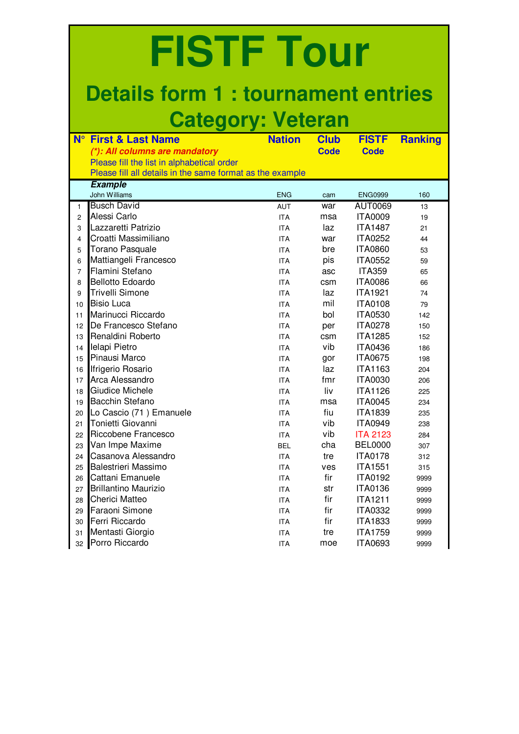# FISTF Tour

## Details form 1 : tournament entries

## Category: Veteran

| N° | First & Last Name | Nation | Club Code | FISTF Code | Ranking |
|---|---|---|---|---|---|
| | ***(\*): All columns are mandatory*** | | | | |
| | Please fill the list in alphabetical order | | | | |
| | Please fill all details in the same format as the example | | | | |
| | ***Example*** | | | | |
| | John Williams | ENG | cam | ENG0999 | 160 |
| 1 | Busch David | AUT | war | AUT0069 | 13 |
| 2 | Alessi Carlo | ITA | msa | ITA0009 | 19 |
| 3 | Lazzaretti Patrizio | ITA | laz | ITA1487 | 21 |
| 4 | Croatti Massimiliano | ITA | war | ITA0252 | 44 |
| 5 | Torano Pasquale | ITA | bre | ITA0860 | 53 |
| 6 | Mattiangeli Francesco | ITA | pis | ITA0552 | 59 |
| 7 | Flamini Stefano | ITA | asc | ITA359 | 65 |
| 8 | Bellotto Edoardo | ITA | csm | ITA0086 | 66 |
| 9 | Trivelli Simone | ITA | laz | ITA1921 | 74 |
| 10 | Bisio Luca | ITA | mil | ITA0108 | 79 |
| 11 | Marinucci Riccardo | ITA | bol | ITA0530 | 142 |
| 12 | De Francesco Stefano | ITA | per | ITA0278 | 150 |
| 13 | Renaldini Roberto | ITA | csm | ITA1285 | 152 |
| 14 | Ielapi Pietro | ITA | vib | ITA0436 | 186 |
| 15 | Pinausi Marco | ITA | gor | ITA0675 | 198 |
| 16 | Ifrigerio Rosario | ITA | laz | ITA1163 | 204 |
| 17 | Arca Alessandro | ITA | fmr | ITA0030 | 206 |
| 18 | Giudice Michele | ITA | liv | ITA1126 | 225 |
| 19 | Bacchin Stefano | ITA | msa | ITA0045 | 234 |
| 20 | Lo Cascio (71 ) Emanuele | ITA | fiu | ITA1839 | 235 |
| 21 | Tonietti Giovanni | ITA | vib | ITA0949 | 238 |
| 22 | Riccobene Francesco | ITA | vib | ITA 2123 | 284 |
| 23 | Van Impe Maxime | BEL | cha | BEL0000 | 307 |
| 24 | Casanova Alessandro | ITA | tre | ITA0178 | 312 |
| 25 | Balestrieri Massimo | ITA | ves | ITA1551 | 315 |
| 26 | Cattani Emanuele | ITA | fir | ITA0192 | 9999 |
| 27 | Brillantino Maurizio | ITA | str | ITA0136 | 9999 |
| 28 | Cherici Matteo | ITA | fir | ITA1211 | 9999 |
| 29 | Faraoni Simone | ITA | fir | ITA0332 | 9999 |
| 30 | Ferri Riccardo | ITA | fir | ITA1833 | 9999 |
| 31 | Mentasti Giorgio | ITA | tre | ITA1759 | 9999 |
| 32 | Porro Riccardo | ITA | moe | ITA0693 | 9999 |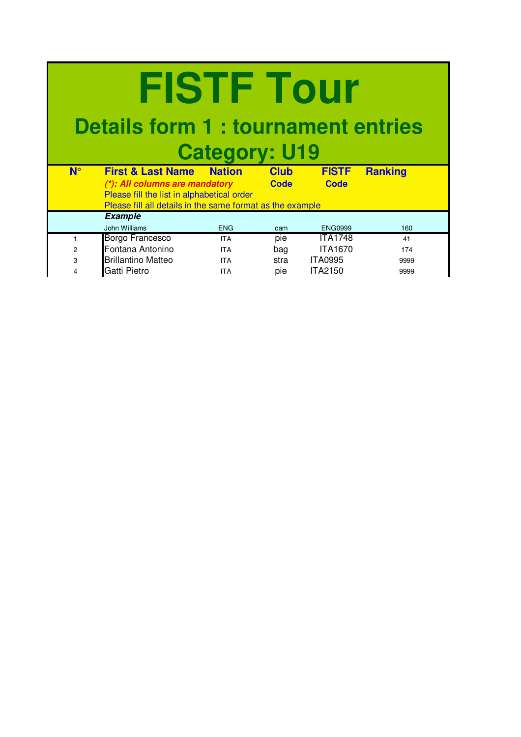# FISTF Tour

## Details form 1 : tournament entries

## Category: U19

| N° | First & Last Name | Nation | Club Code | FISTF Code | Ranking |
|---|---|---|---|---|---|
| | ***(*): All columns are mandatory*** | | | | |
| | Please fill the list in alphabetical order | | | | |
| | Please fill all details in the same format as the example | | | | |
| | ***Example*** | | | | |
| | John Williams | ENG | cam | ENG0999 | 160 |
| 1 | Borgo Francesco | ITA | pie | ITA1748 | 41 |
| 2 | Fontana Antonino | ITA | bag | ITA1670 | 174 |
| 3 | Brillantino Matteo | ITA | stra | ITA0995 | 9999 |
| 4 | Gatti Pietro | ITA | pie | ITA2150 | 9999 |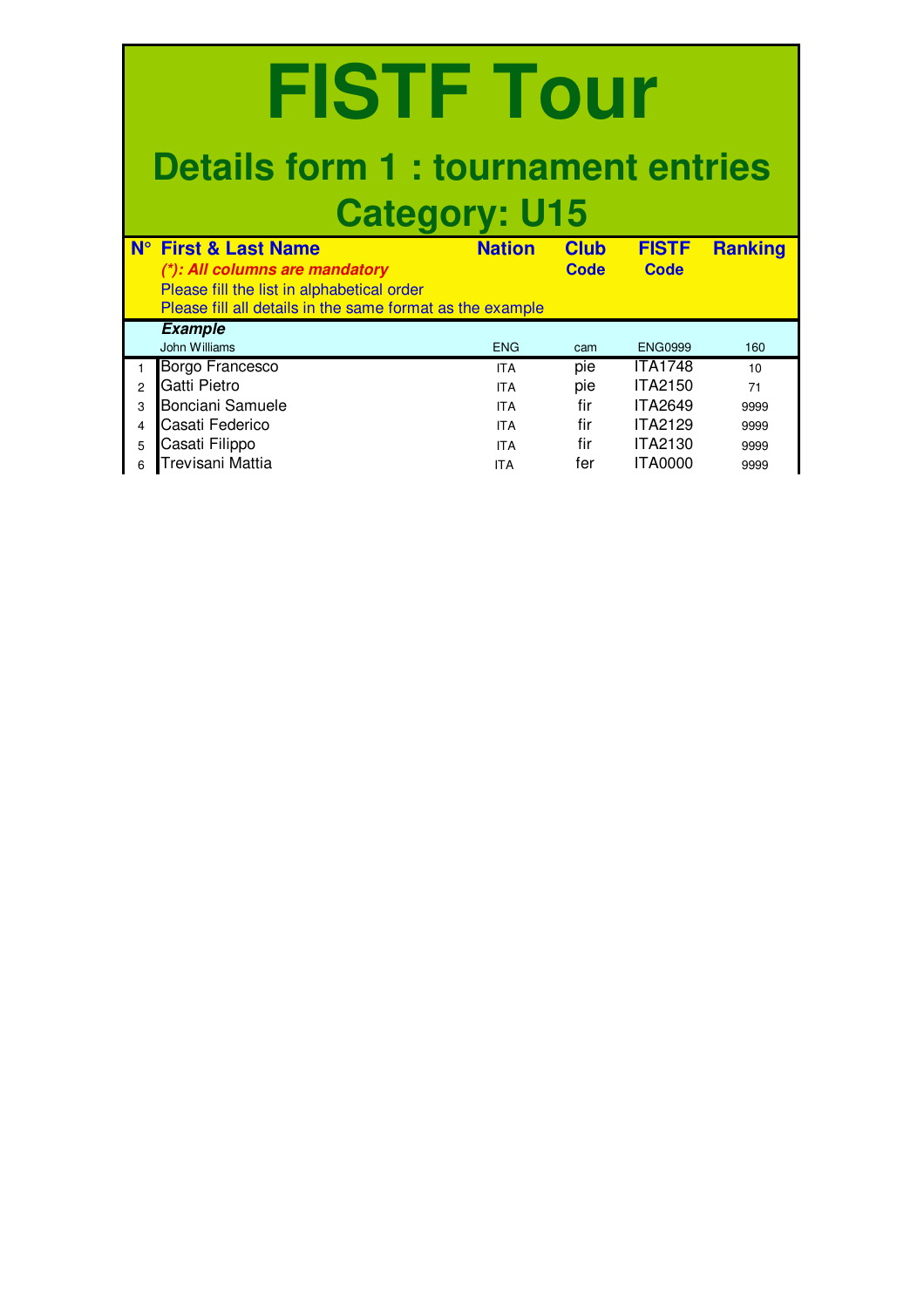# FISTF Tour

## Details form 1 : tournament entries

## Category: U15

| N° | First & Last Name | Nation | Club Code | FISTF Code | Ranking |
|---|---|---|---|---|---|
| | ***(\*): All columns are mandatory*** | | | | |
| | Please fill the list in alphabetical order | | | | |
| | Please fill all details in the same format as the example | | | | |
| | ***Example*** | | | | |
| | John Williams | ENG | cam | ENG0999 | 160 |
| 1 | Borgo Francesco | ITA | pie | ITA1748 | 10 |
| 2 | Gatti Pietro | ITA | pie | ITA2150 | 71 |
| 3 | Bonciani Samuele | ITA | fir | ITA2649 | 9999 |
| 4 | Casati Federico | ITA | fir | ITA2129 | 9999 |
| 5 | Casati Filippo | ITA | fir | ITA2130 | 9999 |
| 6 | Trevisani Mattia | ITA | fer | ITA0000 | 9999 |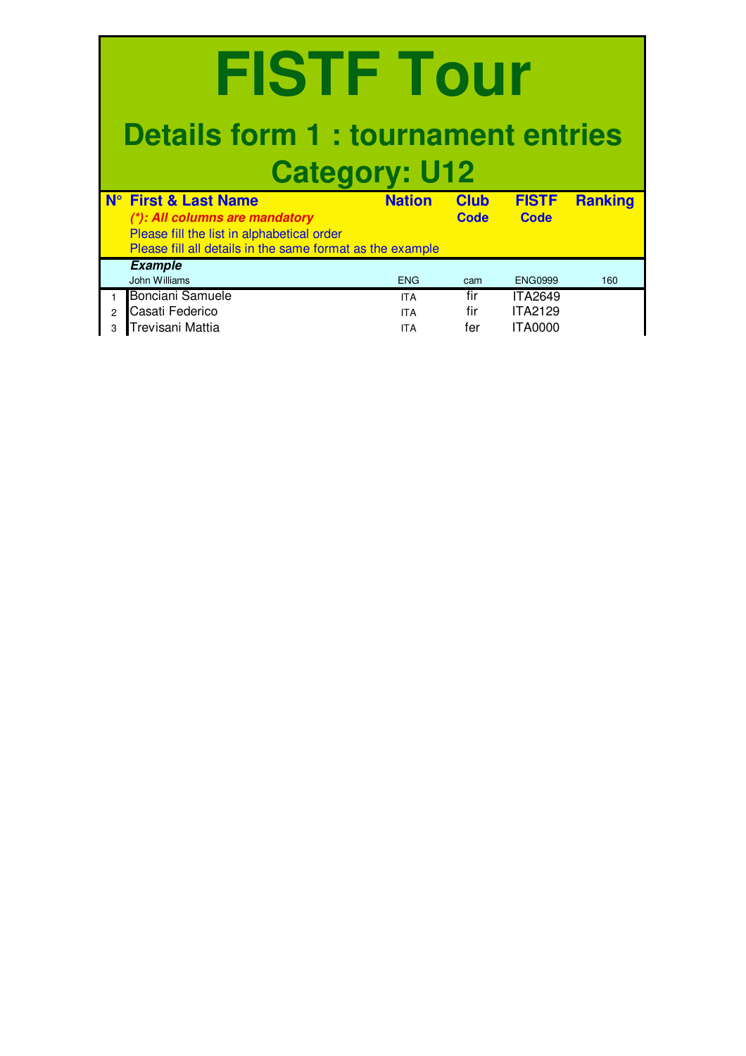# FISTF Tour

## Details form 1 : tournament entries

## Category: U12

| N° | First & Last Name | Nation | Club Code | FISTF Code | Ranking |
|---|---|---|---|---|---|
| | ***(*): All columns are mandatory***<br>Please fill the list in alphabetical order<br>Please fill all details in the same format as the example | | | | |
| | ***Example*** | | | | |
| | John Williams | ENG | cam | ENG0999 | 160 |
| 1 | Bonciani Samuele | ITA | fir | ITA2649 | |
| 2 | Casati Federico | ITA | fir | ITA2129 | |
| 3 | Trevisani Mattia | ITA | fer | ITA0000 | |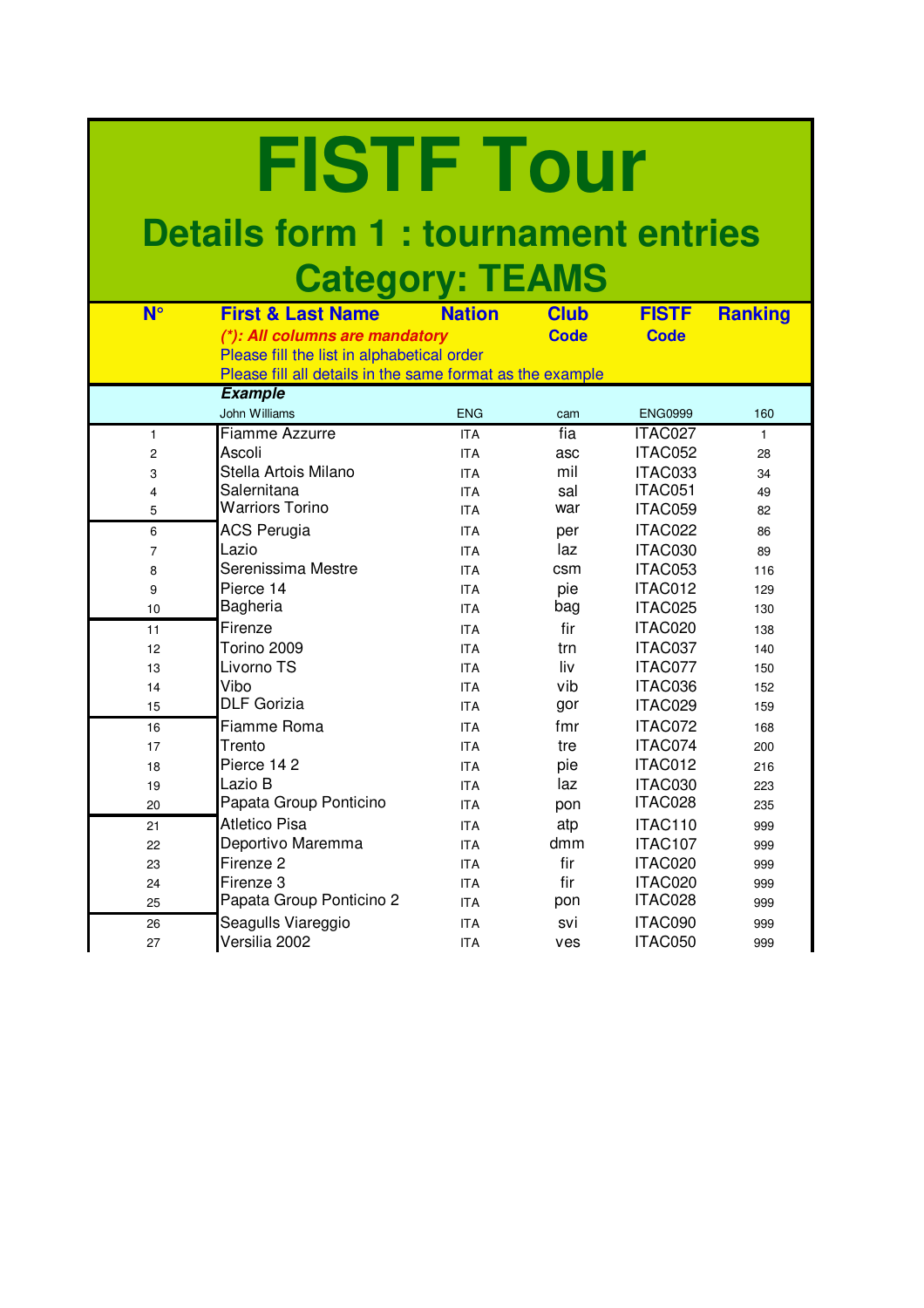# FISTF Tour

## Details form 1 : tournament entries

## Category: TEAMS

| N° | First & Last Name | Nation | Club Code | FISTF Code | Ranking |
|---|---|---|---|---|---|
| | ***(\*): All columns are mandatory*** | | | | |
| | Please fill the list in alphabetical order | | | | |
| | Please fill all details in the same format as the example | | | | |
| | ***Example*** | | | | |
| | John Williams | ENG | cam | ENG0999 | 160 |
| 1 | Fiamme Azzurre | ITA | fia | ITAC027 | 1 |
| 2 | Ascoli | ITA | asc | ITAC052 | 28 |
| 3 | Stella Artois Milano | ITA | mil | ITAC033 | 34 |
| 4 | Salernitana | ITA | sal | ITAC051 | 49 |
| 5 | Warriors Torino | ITA | war | ITAC059 | 82 |
| 6 | ACS Perugia | ITA | per | ITAC022 | 86 |
| 7 | Lazio | ITA | laz | ITAC030 | 89 |
| 8 | Serenissima Mestre | ITA | csm | ITAC053 | 116 |
| 9 | Pierce 14 | ITA | pie | ITAC012 | 129 |
| 10 | Bagheria | ITA | bag | ITAC025 | 130 |
| 11 | Firenze | ITA | fir | ITAC020 | 138 |
| 12 | Torino 2009 | ITA | trn | ITAC037 | 140 |
| 13 | Livorno TS | ITA | liv | ITAC077 | 150 |
| 14 | Vibo | ITA | vib | ITAC036 | 152 |
| 15 | DLF Gorizia | ITA | gor | ITAC029 | 159 |
| 16 | Fiamme Roma | ITA | fmr | ITAC072 | 168 |
| 17 | Trento | ITA | tre | ITAC074 | 200 |
| 18 | Pierce 14 2 | ITA | pie | ITAC012 | 216 |
| 19 | Lazio B | ITA | laz | ITAC030 | 223 |
| 20 | Papata Group Ponticino | ITA | pon | ITAC028 | 235 |
| 21 | Atletico Pisa | ITA | atp | ITAC110 | 999 |
| 22 | Deportivo Maremma | ITA | dmm | ITAC107 | 999 |
| 23 | Firenze 2 | ITA | fir | ITAC020 | 999 |
| 24 | Firenze 3 | ITA | fir | ITAC020 | 999 |
| 25 | Papata Group Ponticino 2 | ITA | pon | ITAC028 | 999 |
| 26 | Seagulls Viareggio | ITA | svi | ITAC090 | 999 |
| 27 | Versilia 2002 | ITA | ves | ITAC050 | 999 |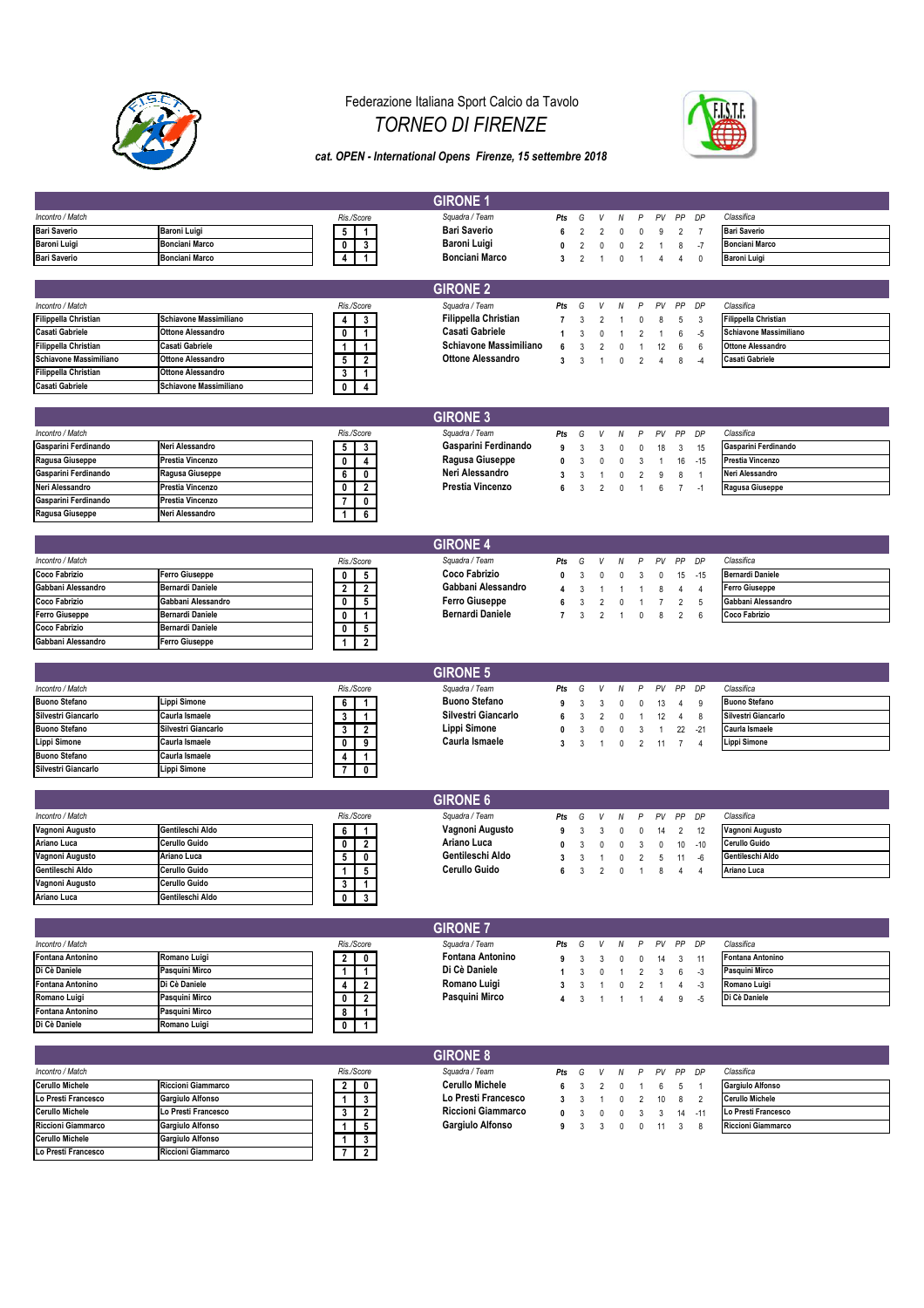Federazione Italiana Sport Calcio da Tavolo

# TORNEO DI FIRENZE

*cat. OPEN - International Opens Firenze, 15 settembre 2018*

## GIRONE 1

| Incontro / Match | | Ris./Score | |
|---|---|---|---|
| Bari Saverio | Baroni Luigi | 5 | 1 |
| Baroni Luigi | Bonciani Marco | 0 | 3 |
| Bari Saverio | Bonciani Marco | 4 | 1 |

| Squadra / Team | Pts | G | V | N | P | PV | PP | DP |
|---|---|---|---|---|---|---|---|---|
| Bari Saverio | 6 | 2 | 2 | 0 | 0 | 9 | 2 | 7 |
| Baroni Luigi | 0 | 2 | 0 | 0 | 2 | 1 | 8 | -7 |
| Bonciani Marco | 3 | 2 | 1 | 0 | 1 | 4 | 4 | 0 |

| Classifica |
|---|
| Bari Saverio |
| Bonciani Marco |
| Baroni Luigi |

## GIRONE 2

| Incontro / Match | | Ris./Score | |
|---|---|---|---|
| Filippella Christian | Schiavone Massimiliano | 4 | 3 |
| Casati Gabriele | Ottone Alessandro | 0 | 1 |
| Filippella Christian | Casati Gabriele | 1 | 1 |
| Schiavone Massimiliano | Ottone Alessandro | 5 | 2 |
| Filippella Christian | Ottone Alessandro | 3 | 1 |
| Casati Gabriele | Schiavone Massimiliano | 0 | 4 |

| Squadra / Team | Pts | G | V | N | P | PV | PP | DP |
|---|---|---|---|---|---|---|---|---|
| Filippella Christian | 7 | 3 | 2 | 1 | 0 | 8 | 5 | 3 |
| Casati Gabriele | 1 | 3 | 0 | 1 | 2 | 1 | 6 | -5 |
| Schiavone Massimiliano | 6 | 3 | 2 | 0 | 1 | 12 | 6 | 6 |
| Ottone Alessandro | 3 | 3 | 1 | 0 | 2 | 4 | 8 | -4 |

| Classifica |
|---|
| Filippella Christian |
| Schiavone Massimiliano |
| Ottone Alessandro |
| Casati Gabriele |

## GIRONE 3

| Incontro / Match | | Ris./Score | |
|---|---|---|---|
| Gasparini Ferdinando | Neri Alessandro | 5 | 3 |
| Ragusa Giuseppe | Prestia Vincenzo | 0 | 4 |
| Gasparini Ferdinando | Ragusa Giuseppe | 6 | 0 |
| Neri Alessandro | Prestia Vincenzo | 0 | 2 |
| Gasparini Ferdinando | Prestia Vincenzo | 7 | 0 |
| Ragusa Giuseppe | Neri Alessandro | 1 | 6 |

| Squadra / Team | Pts | G | V | N | P | PV | PP | DP |
|---|---|---|---|---|---|---|---|---|
| Gasparini Ferdinando | 9 | 3 | 3 | 0 | 0 | 18 | 3 | 15 |
| Ragusa Giuseppe | 0 | 3 | 0 | 0 | 3 | 1 | 16 | -15 |
| Neri Alessandro | 3 | 3 | 1 | 0 | 2 | 9 | 8 | 1 |
| Prestia Vincenzo | 6 | 3 | 2 | 0 | 1 | 6 | 7 | -1 |

| Classifica |
|---|
| Gasparini Ferdinando |
| Prestia Vincenzo |
| Neri Alessandro |
| Ragusa Giuseppe |

## GIRONE 4

| Incontro / Match | | Ris./Score | |
|---|---|---|---|
| Coco Fabrizio | Ferro Giuseppe | 0 | 5 |
| Gabbani Alessandro | Bernardi Daniele | 2 | 2 |
| Coco Fabrizio | Gabbani Alessandro | 0 | 5 |
| Ferro Giuseppe | Bernardi Daniele | 0 | 1 |
| Coco Fabrizio | Bernardi Daniele | 0 | 5 |
| Gabbani Alessandro | Ferro Giuseppe | 1 | 2 |

| Squadra / Team | Pts | G | V | N | P | PV | PP | DP |
|---|---|---|---|---|---|---|---|---|
| Coco Fabrizio | 0 | 3 | 0 | 0 | 3 | 0 | 15 | -15 |
| Gabbani Alessandro | 4 | 3 | 1 | 1 | 1 | 8 | 4 | 4 |
| Ferro Giuseppe | 6 | 3 | 2 | 0 | 1 | 7 | 2 | 5 |
| Bernardi Daniele | 7 | 3 | 2 | 1 | 0 | 8 | 2 | 6 |

| Classifica |
|---|
| Bernardi Daniele |
| Ferro Giuseppe |
| Gabbani Alessandro |
| Coco Fabrizio |

## GIRONE 5

| Incontro / Match | | Ris./Score | |
|---|---|---|---|
| Buono Stefano | Lippi Simone | 6 | 1 |
| Silvestri Giancarlo | Caurla Ismaele | 3 | 1 |
| Buono Stefano | Silvestri Giancarlo | 3 | 2 |
| Lippi Simone | Caurla Ismaele | 0 | 9 |
| Buono Stefano | Caurla Ismaele | 4 | 1 |
| Silvestri Giancarlo | Lippi Simone | 7 | 0 |

| Squadra / Team | Pts | G | V | N | P | PV | PP | DP |
|---|---|---|---|---|---|---|---|---|
| Buono Stefano | 9 | 3 | 3 | 0 | 0 | 13 | 4 | 9 |
| Silvestri Giancarlo | 6 | 3 | 2 | 0 | 1 | 12 | 4 | 8 |
| Lippi Simone | 0 | 3 | 0 | 0 | 3 | 1 | 22 | -21 |
| Caurla Ismaele | 3 | 3 | 1 | 0 | 2 | 11 | 7 | 4 |

| Classifica |
|---|
| Buono Stefano |
| Silvestri Giancarlo |
| Caurla Ismaele |
| Lippi Simone |

## GIRONE 6

| Incontro / Match | | Ris./Score | |
|---|---|---|---|
| Vagnoni Augusto | Gentileschi Aldo | 6 | 1 |
| Ariano Luca | Cerullo Guido | 0 | 2 |
| Vagnoni Augusto | Ariano Luca | 5 | 0 |
| Gentileschi Aldo | Cerullo Guido | 1 | 5 |
| Vagnoni Augusto | Cerullo Guido | 3 | 1 |
| Ariano Luca | Gentileschi Aldo | 0 | 3 |

| Squadra / Team | Pts | G | V | N | P | PV | PP | DP |
|---|---|---|---|---|---|---|---|---|
| Vagnoni Augusto | 9 | 3 | 3 | 0 | 0 | 14 | 2 | 12 |
| Ariano Luca | 0 | 3 | 0 | 0 | 3 | 0 | 10 | -10 |
| Gentileschi Aldo | 3 | 3 | 1 | 0 | 2 | 5 | 11 | -6 |
| Cerullo Guido | 6 | 3 | 2 | 0 | 1 | 8 | 4 | 4 |

| Classifica |
|---|
| Vagnoni Augusto |
| Cerullo Guido |
| Gentileschi Aldo |
| Ariano Luca |

## GIRONE 7

| Incontro / Match | | Ris./Score | |
|---|---|---|---|
| Fontana Antonino | Romano Luigi | 2 | 0 |
| Di Cè Daniele | Pasquini Mirco | 1 | 1 |
| Fontana Antonino | Di Cè Daniele | 4 | 2 |
| Romano Luigi | Pasquini Mirco | 0 | 2 |
| Fontana Antonino | Pasquini Mirco | 8 | 1 |
| Di Cè Daniele | Romano Luigi | 0 | 1 |

| Squadra / Team | Pts | G | V | N | P | PV | PP | DP |
|---|---|---|---|---|---|---|---|---|
| Fontana Antonino | 9 | 3 | 3 | 0 | 0 | 14 | 3 | 11 |
| Di Cè Daniele | 1 | 3 | 0 | 1 | 2 | 3 | 6 | -3 |
| Romano Luigi | 3 | 3 | 1 | 0 | 2 | 1 | 4 | -3 |
| Pasquini Mirco | 4 | 3 | 1 | 1 | 1 | 4 | 9 | -5 |

| Classifica |
|---|
| Fontana Antonino |
| Pasquini Mirco |
| Romano Luigi |
| Di Cè Daniele |

## GIRONE 8

| Incontro / Match | | Ris./Score | |
|---|---|---|---|
| Cerullo Michele | Riccioni Giammarco | 2 | 0 |
| Lo Presti Francesco | Gargiulo Alfonso | 1 | 3 |
| Cerullo Michele | Lo Presti Francesco | 3 | 2 |
| Riccioni Giammarco | Gargiulo Alfonso | 1 | 5 |
| Cerullo Michele | Gargiulo Alfonso | 1 | 3 |
| Lo Presti Francesco | Riccioni Giammarco | 7 | 2 |

| Squadra / Team | Pts | G | V | N | P | PV | PP | DP |
|---|---|---|---|---|---|---|---|---|
| Cerullo Michele | 6 | 3 | 2 | 0 | 1 | 6 | 5 | 1 |
| Lo Presti Francesco | 3 | 3 | 1 | 0 | 2 | 10 | 8 | 2 |
| Riccioni Giammarco | 0 | 3 | 0 | 0 | 3 | 3 | 14 | -11 |
| Gargiulo Alfonso | 9 | 3 | 3 | 0 | 0 | 11 | 3 | 8 |

| Classifica |
|---|
| Gargiulo Alfonso |
| Cerullo Michele |
| Lo Presti Francesco |
| Riccioni Giammarco |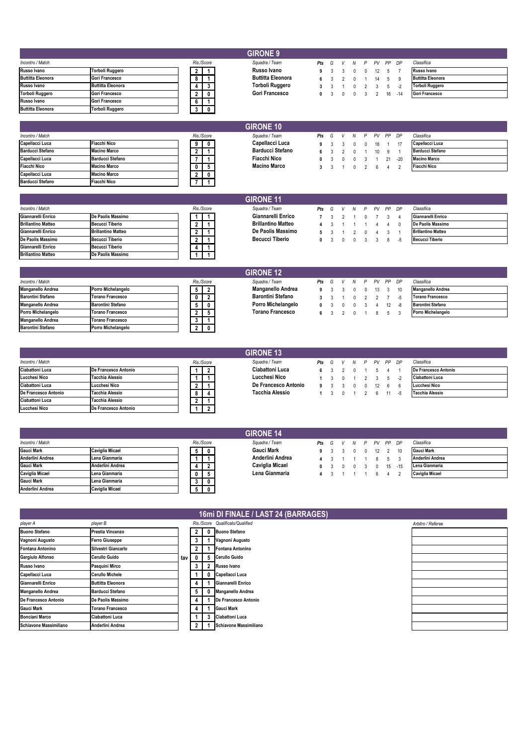## GIRONE 9

| Incontro / Match | | Ris./Score | |
|---|---|---|---|
| Russo Ivano | Torboli Ruggero | 2 | 1 |
| Buttitta Eleonora | Gori Francesco | 8 | 1 |
| Russo Ivano | Buttitta Eleonora | 4 | 3 |
| Torboli Ruggero | Gori Francesco | 2 | 0 |
| Russo Ivano | Gori Francesco | 6 | 1 |
| Buttitta Eleonora | Torboli Ruggero | 3 | 0 |

| Squadra / Team | Pts | G | V | N | P | PV | PP | DP |
|---|---|---|---|---|---|---|---|---|
| Russo Ivano | 9 | 3 | 3 | 0 | 0 | 12 | 5 | 7 |
| Buttitta Eleonora | 6 | 3 | 2 | 0 | 1 | 14 | 5 | 9 |
| Torboli Ruggero | 3 | 3 | 1 | 0 | 2 | 3 | 5 | -2 |
| Gori Francesco | 0 | 3 | 0 | 0 | 3 | 2 | 16 | -14 |

| Classifica |
|---|
| Russo Ivano |
| Buttitta Eleonora |
| Torboli Ruggero |
| Gori Francesco |

## GIRONE 10

| Incontro / Match | | Ris./Score | |
|---|---|---|---|
| Capellacci Luca | Fiacchi Nico | 9 | 0 |
| Barducci Stefano | Macino Marco | 2 | 1 |
| Capellacci Luca | Barducci Stefano | 7 | 1 |
| Fiacchi Nico | Macino Marco | 0 | 5 |
| Capellacci Luca | Macino Marco | 2 | 0 |
| Barducci Stefano | Fiacchi Nico | 7 | 1 |

| Squadra / Team | Pts | G | V | N | P | PV | PP | DP |
|---|---|---|---|---|---|---|---|---|
| Capellacci Luca | 9 | 3 | 3 | 0 | 0 | 18 | 1 | 17 |
| Barducci Stefano | 6 | 3 | 2 | 0 | 1 | 10 | 9 | 1 |
| Fiacchi Nico | 0 | 3 | 0 | 0 | 3 | 1 | 21 | -20 |
| Macino Marco | 3 | 3 | 1 | 0 | 2 | 6 | 4 | 2 |

| Classifica |
|---|
| Capellacci Luca |
| Barducci Stefano |
| Macino Marco |
| Fiacchi Nico |

## GIRONE 11

| Incontro / Match | | Ris./Score | |
|---|---|---|---|
| Giannarelli Enrico | De Paolis Massimo | 1 | 1 |
| Brillantino Matteo | Becucci Tiberio | 2 | 1 |
| Giannarelli Enrico | Brillantino Matteo | 2 | 1 |
| De Paolis Massimo | Becucci Tiberio | 2 | 1 |
| Giannarelli Enrico | Becucci Tiberio | 4 | 1 |
| Brillantino Matteo | De Paolis Massimo | 1 | 1 |

| Squadra / Team | Pts | G | V | N | P | PV | PP | DP |
|---|---|---|---|---|---|---|---|---|
| Giannarelli Enrico | 7 | 3 | 2 | 1 | 0 | 7 | 3 | 4 |
| Brillantino Matteo | 4 | 3 | 1 | 1 | 1 | 4 | 4 | 0 |
| De Paolis Massimo | 5 | 3 | 1 | 2 | 0 | 4 | 3 | 1 |
| Becucci Tiberio | 0 | 3 | 0 | 0 | 3 | 3 | 8 | -5 |

| Classifica |
|---|
| Giannarelli Enrico |
| De Paolis Massimo |
| Brillantino Matteo |
| Becucci Tiberio |

## GIRONE 12

| Incontro / Match | | Ris./Score | |
|---|---|---|---|
| Manganello Andrea | Porro Michelangelo | 5 | 2 |
| Barontini Stefano | Torano Francesco | 0 | 2 |
| Manganello Andrea | Barontini Stefano | 5 | 0 |
| Porro Michelangelo | Torano Francesco | 2 | 5 |
| Manganello Andrea | Torano Francesco | 3 | 1 |
| Barontini Stefano | Porro Michelangelo | 2 | 0 |

| Squadra / Team | Pts | G | V | N | P | PV | PP | DP |
|---|---|---|---|---|---|---|---|---|
| Manganello Andrea | 9 | 3 | 3 | 0 | 0 | 13 | 3 | 10 |
| Barontini Stefano | 3 | 3 | 1 | 0 | 2 | 2 | 7 | -5 |
| Porro Michelangelo | 0 | 3 | 0 | 0 | 3 | 4 | 12 | -8 |
| Torano Francesco | 6 | 3 | 2 | 0 | 1 | 8 | 5 | 3 |

| Classifica |
|---|
| Manganello Andrea |
| Torano Francesco |
| Barontini Stefano |
| Porro Michelangelo |

## GIRONE 13

| Incontro / Match | | Ris./Score | |
|---|---|---|---|
| Ciabattoni Luca | De Francesco Antonio | 1 | 2 |
| Lucchesi Nico | Tacchia Alessio | 1 | 1 |
| Ciabattoni Luca | Lucchesi Nico | 2 | 1 |
| De Francesco Antonio | Tacchia Alessio | 8 | 4 |
| Ciabattoni Luca | Tacchia Alessio | 2 | 1 |
| Lucchesi Nico | De Francesco Antonio | 1 | 2 |

| Squadra / Team | Pts | G | V | N | P | PV | PP | DP |
|---|---|---|---|---|---|---|---|---|
| Ciabattoni Luca | 6 | 3 | 2 | 0 | 1 | 5 | 4 | 1 |
| Lucchesi Nico | 1 | 3 | 0 | 1 | 2 | 3 | 5 | -2 |
| De Francesco Antonio | 9 | 3 | 3 | 0 | 0 | 12 | 6 | 6 |
| Tacchia Alessio | 1 | 3 | 0 | 1 | 2 | 6 | 11 | -5 |

| Classifica |
|---|
| De Francesco Antonio |
| Ciabattoni Luca |
| Lucchesi Nico |
| Tacchia Alessio |

## GIRONE 14

| Incontro / Match | | Ris./Score | |
|---|---|---|---|
| Gauci Mark | Caviglia Micael | 5 | 0 |
| Anderlini Andrea | Lena Gianmaria | 1 | 1 |
| Gauci Mark | Anderlini Andrea | 4 | 2 |
| Caviglia Micael | Lena Gianmaria | 0 | 5 |
| Gauci Mark | Lena Gianmaria | 3 | 0 |
| Anderlini Andrea | Caviglia Micael | 5 | 0 |

| Squadra / Team | Pts | G | V | N | P | PV | PP | DP |
|---|---|---|---|---|---|---|---|---|
| Gauci Mark | 9 | 3 | 3 | 0 | 0 | 12 | 2 | 10 |
| Anderlini Andrea | 4 | 3 | 1 | 1 | 1 | 8 | 5 | 3 |
| Caviglia Micael | 0 | 3 | 0 | 0 | 3 | 0 | 15 | -15 |
| Lena Gianmaria | 4 | 3 | 1 | 1 | 1 | 6 | 4 | 2 |

| Classifica |
|---|
| Gauci Mark |
| Anderlini Andrea |
| Lena Gianmaria |
| Caviglia Micael |

## 16mi DI FINALE / LAST 24 (BARRAGES)

| player A | player B | | Ris./Score | | Qualificato/Qualified | Arbitro / Referee |
|---|---|---|---|---|---|---|
| Buono Stefano | Prestia Vincenzo | | 2 | 0 | Buono Stefano | |
| Vagnoni Augusto | Ferro Giuseppe | | 3 | 1 | Vagnoni Augusto | |
| Fontana Antonino | Silvestri Giancarlo | | 2 | 1 | Fontana Antonino | |
| Gargiulo Alfonso | Cerullo Guido | tav | 0 | 5 | Cerullo Guido | |
| Russo Ivano | Pasquini Mirco | | 3 | 2 | Russo Ivano | |
| Capellacci Luca | Cerullo Michele | | 1 | 0 | Capellacci Luca | |
| Giannarelli Enrico | Buttitta Eleonora | | 4 | 1 | Giannarelli Enrico | |
| Manganello Andrea | Barducci Stefano | | 5 | 0 | Manganello Andrea | |
| De Francesco Antonio | De Paolis Massimo | | 4 | 1 | De Francesco Antonio | |
| Gauci Mark | Torano Francesco | | 4 | 1 | Gauci Mark | |
| Bonciani Marco | Ciabattoni Luca | | 1 | 3 | Ciabattoni Luca | |
| Schiavone Massimiliano | Anderlini Andrea | | 2 | 1 | Schiavone Massimiliano | |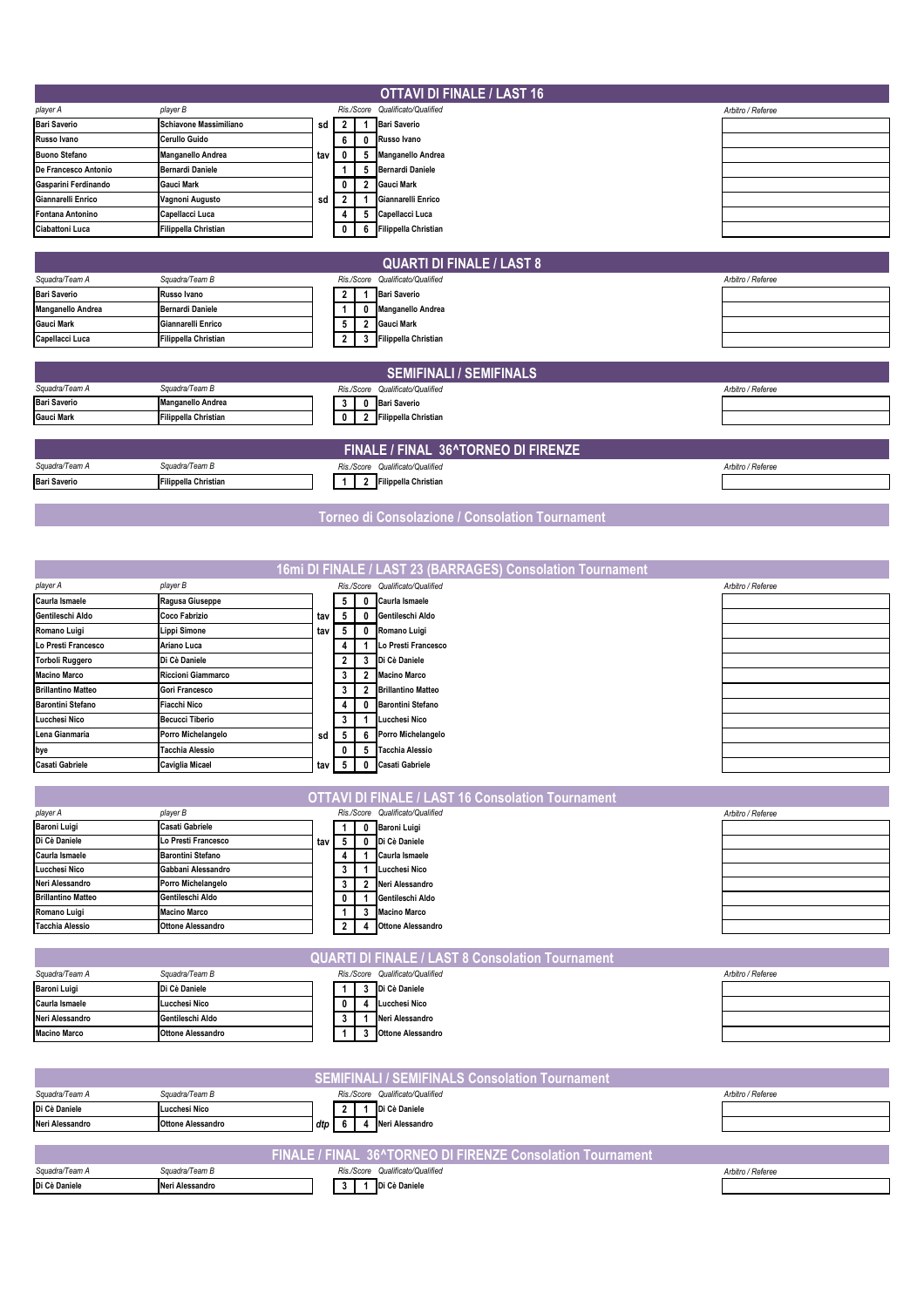## OTTAVI DI FINALE / LAST 16

| player A | player B | | Ris./Score | | Qualificato/Qualified | Arbitro / Referee |
|---|---|---|---|---|---|---|
| Bari Saverio | Schiavone Massimiliano | sd | 2 | 1 | Bari Saverio | |
| Russo Ivano | Cerullo Guido | | 6 | 0 | Russo Ivano | |
| Buono Stefano | Manganello Andrea | tav | 0 | 5 | Manganello Andrea | |
| De Francesco Antonio | Bernardi Daniele | | 1 | 5 | Bernardi Daniele | |
| Gasparini Ferdinando | Gauci Mark | | 0 | 2 | Gauci Mark | |
| Giannarelli Enrico | Vagnoni Augusto | sd | 2 | 1 | Giannarelli Enrico | |
| Fontana Antonino | Capellacci Luca | | 4 | 5 | Capellacci Luca | |
| Ciabattoni Luca | Filippella Christian | | 0 | 6 | Filippella Christian | |

## QUARTI DI FINALE / LAST 8

| Squadra/Team A | Squadra/Team B | Ris./Score | | Qualificato/Qualified | Arbitro / Referee |
|---|---|---|---|---|---|
| Bari Saverio | Russo Ivano | 2 | 1 | Bari Saverio | |
| Manganello Andrea | Bernardi Daniele | 1 | 0 | Manganello Andrea | |
| Gauci Mark | Giannarelli Enrico | 5 | 2 | Gauci Mark | |
| Capellacci Luca | Filippella Christian | 2 | 3 | Filippella Christian | |

## SEMIFINALI / SEMIFINALS

| Squadra/Team A | Squadra/Team B | Ris./Score | | Qualificato/Qualified | Arbitro / Referee |
|---|---|---|---|---|---|
| Bari Saverio | Manganello Andrea | 3 | 0 | Bari Saverio | |
| Gauci Mark | Filippella Christian | 0 | 2 | Filippella Christian | |

## FINALE / FINAL 36^TORNEO DI FIRENZE

| Squadra/Team A | Squadra/Team B | Ris./Score | | Qualificato/Qualified | Arbitro / Referee |
|---|---|---|---|---|---|
| Bari Saverio | Filippella Christian | 1 | 2 | Filippella Christian | |

# Torneo di Consolazione / Consolation Tournament

## 16mi DI FINALE / LAST 23 (BARRAGES) Consolation Tournament

| player A | player B | | Ris./Score | | Qualificato/Qualified | Arbitro / Referee |
|---|---|---|---|---|---|---|
| Caurla Ismaele | Ragusa Giuseppe | | 5 | 0 | Caurla Ismaele | |
| Gentileschi Aldo | Coco Fabrizio | tav | 5 | 0 | Gentileschi Aldo | |
| Romano Luigi | Lippi Simone | tav | 5 | 0 | Romano Luigi | |
| Lo Presti Francesco | Ariano Luca | | 4 | 1 | Lo Presti Francesco | |
| Torboli Ruggero | Di Cè Daniele | | 2 | 3 | Di Cè Daniele | |
| Macino Marco | Riccioni Giammarco | | 3 | 2 | Macino Marco | |
| Brillantino Matteo | Gori Francesco | | 3 | 2 | Brillantino Matteo | |
| Barontini Stefano | Fiacchi Nico | | 4 | 0 | Barontini Stefano | |
| Lucchesi Nico | Becucci Tiberio | | 3 | 1 | Lucchesi Nico | |
| Lena Gianmaria | Porro Michelangelo | sd | 5 | 6 | Porro Michelangelo | |
| bye | Tacchia Alessio | | 0 | 5 | Tacchia Alessio | |
| Casati Gabriele | Caviglia Micael | tav | 5 | 0 | Casati Gabriele | |

## OTTAVI DI FINALE / LAST 16 Consolation Tournament

| player A | player B | | Ris./Score | | Qualificato/Qualified | Arbitro / Referee |
|---|---|---|---|---|---|---|
| Baroni Luigi | Casati Gabriele | | 1 | 0 | Baroni Luigi | |
| Di Cè Daniele | Lo Presti Francesco | tav | 5 | 0 | Di Cè Daniele | |
| Caurla Ismaele | Barontini Stefano | | 4 | 1 | Caurla Ismaele | |
| Lucchesi Nico | Gabbani Alessandro | | 3 | 1 | Lucchesi Nico | |
| Neri Alessandro | Porro Michelangelo | | 3 | 2 | Neri Alessandro | |
| Brillantino Matteo | Gentileschi Aldo | | 0 | 1 | Gentileschi Aldo | |
| Romano Luigi | Macino Marco | | 1 | 3 | Macino Marco | |
| Tacchia Alessio | Ottone Alessandro | | 2 | 4 | Ottone Alessandro | |

## QUARTI DI FINALE / LAST 8 Consolation Tournament

| Squadra/Team A | Squadra/Team B | Ris./Score | | Qualificato/Qualified | Arbitro / Referee |
|---|---|---|---|---|---|
| Baroni Luigi | Di Cè Daniele | 1 | 3 | Di Cè Daniele | |
| Caurla Ismaele | Lucchesi Nico | 0 | 4 | Lucchesi Nico | |
| Neri Alessandro | Gentileschi Aldo | 3 | 1 | Neri Alessandro | |
| Macino Marco | Ottone Alessandro | 1 | 3 | Ottone Alessandro | |

## SEMIFINALI / SEMIFINALS Consolation Tournament

| Squadra/Team A | Squadra/Team B | | Ris./Score | | Qualificato/Qualified | Arbitro / Referee |
|---|---|---|---|---|---|---|
| Di Cè Daniele | Lucchesi Nico | | 2 | 1 | Di Cè Daniele | |
| Neri Alessandro | Ottone Alessandro | dtp | 6 | 4 | Neri Alessandro | |

## FINALE / FINAL 36^TORNEO DI FIRENZE Consolation Tournament

| Squadra/Team A | Squadra/Team B | Ris./Score | | Qualificato/Qualified | Arbitro / Referee |
|---|---|---|---|---|---|
| Di Cè Daniele | Neri Alessandro | 3 | 1 | Di Cè Daniele | |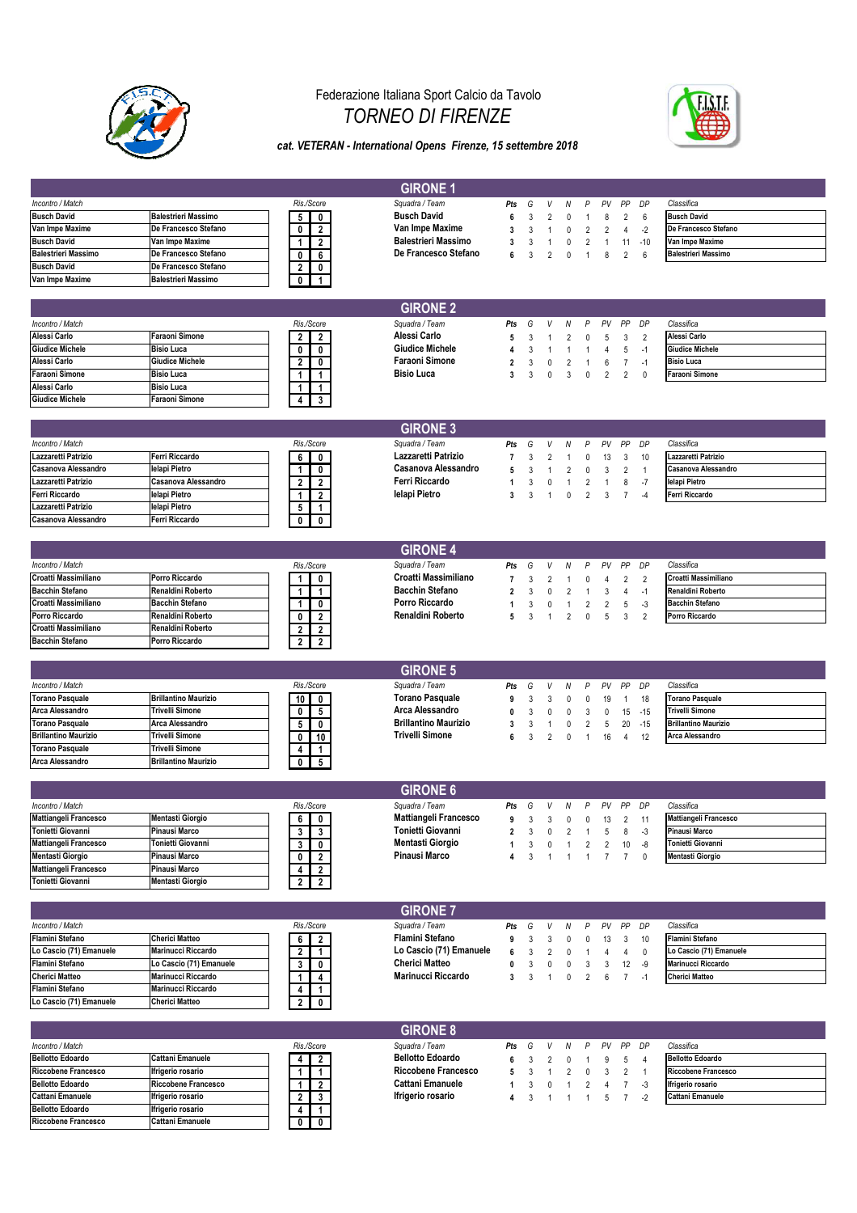Federazione Italiana Sport Calcio da Tavolo

# TORNEO DI FIRENZE

*cat. VETERAN - International Opens Firenze, 15 settembre 2018*

## GIRONE 1

| Incontro / Match | | Ris./Score | |
|---|---|---|---|
| Busch David | Balestrieri Massimo | 5 | 0 |
| Van Impe Maxime | De Francesco Stefano | 0 | 2 |
| Busch David | Van Impe Maxime | 1 | 2 |
| Balestrieri Massimo | De Francesco Stefano | 0 | 6 |
| Busch David | De Francesco Stefano | 2 | 0 |
| Van Impe Maxime | Balestrieri Massimo | 0 | 1 |

| Squadra / Team | Pts | G | V | N | P | PV | PP | DP |
|---|---|---|---|---|---|---|---|---|
| Busch David | 6 | 3 | 2 | 0 | 1 | 8 | 2 | 6 |
| Van Impe Maxime | 3 | 3 | 1 | 0 | 2 | 2 | 4 | -2 |
| Balestrieri Massimo | 3 | 3 | 1 | 0 | 2 | 1 | 11 | -10 |
| De Francesco Stefano | 6 | 3 | 2 | 0 | 1 | 8 | 2 | 6 |

| Classifica |
|---|
| Busch David |
| De Francesco Stefano |
| Van Impe Maxime |
| Balestrieri Massimo |

## GIRONE 2

| Incontro / Match | | Ris./Score | |
|---|---|---|---|
| Alessi Carlo | Faraoni Simone | 2 | 2 |
| Giudice Michele | Bisio Luca | 0 | 0 |
| Alessi Carlo | Giudice Michele | 2 | 0 |
| Faraoni Simone | Bisio Luca | 1 | 1 |
| Alessi Carlo | Bisio Luca | 1 | 1 |
| Giudice Michele | Faraoni Simone | 4 | 3 |

| Squadra / Team | Pts | G | V | N | P | PV | PP | DP |
|---|---|---|---|---|---|---|---|---|
| Alessi Carlo | 5 | 3 | 1 | 2 | 0 | 5 | 3 | 2 |
| Giudice Michele | 4 | 3 | 1 | 1 | 1 | 4 | 5 | -1 |
| Faraoni Simone | 2 | 3 | 0 | 2 | 1 | 6 | 7 | -1 |
| Bisio Luca | 3 | 3 | 0 | 3 | 0 | 2 | 2 | 0 |

| Classifica |
|---|
| Alessi Carlo |
| Giudice Michele |
| Bisio Luca |
| Faraoni Simone |

## GIRONE 3

| Incontro / Match | | Ris./Score | |
|---|---|---|---|
| Lazzaretti Patrizio | Ferri Riccardo | 6 | 0 |
| Casanova Alessandro | Ielapi Pietro | 1 | 0 |
| Lazzaretti Patrizio | Casanova Alessandro | 2 | 2 |
| Ferri Riccardo | Ielapi Pietro | 1 | 2 |
| Lazzaretti Patrizio | Ielapi Pietro | 5 | 1 |
| Casanova Alessandro | Ferri Riccardo | 0 | 0 |

| Squadra / Team | Pts | G | V | N | P | PV | PP | DP |
|---|---|---|---|---|---|---|---|---|
| Lazzaretti Patrizio | 7 | 3 | 2 | 1 | 0 | 13 | 3 | 10 |
| Casanova Alessandro | 5 | 3 | 1 | 2 | 0 | 3 | 2 | 1 |
| Ferri Riccardo | 1 | 3 | 0 | 1 | 2 | 1 | 8 | -7 |
| Ielapi Pietro | 3 | 3 | 1 | 0 | 2 | 3 | 7 | -4 |

| Classifica |
|---|
| Lazzaretti Patrizio |
| Casanova Alessandro |
| Ielapi Pietro |
| Ferri Riccardo |

## GIRONE 4

| Incontro / Match | | Ris./Score | |
|---|---|---|---|
| Croatti Massimiliano | Porro Riccardo | 1 | 0 |
| Bacchin Stefano | Renaldini Roberto | 1 | 1 |
| Croatti Massimiliano | Bacchin Stefano | 1 | 0 |
| Porro Riccardo | Renaldini Roberto | 0 | 2 |
| Croatti Massimiliano | Renaldini Roberto | 2 | 2 |
| Bacchin Stefano | Porro Riccardo | 2 | 2 |

| Squadra / Team | Pts | G | V | N | P | PV | PP | DP |
|---|---|---|---|---|---|---|---|---|
| Croatti Massimiliano | 7 | 3 | 2 | 1 | 0 | 4 | 2 | 2 |
| Bacchin Stefano | 2 | 3 | 0 | 2 | 1 | 3 | 4 | -1 |
| Porro Riccardo | 1 | 3 | 0 | 1 | 2 | 2 | 5 | -3 |
| Renaldini Roberto | 5 | 3 | 1 | 2 | 0 | 5 | 3 | 2 |

| Classifica |
|---|
| Croatti Massimiliano |
| Renaldini Roberto |
| Bacchin Stefano |
| Porro Riccardo |

## GIRONE 5

| Incontro / Match | | Ris./Score | |
|---|---|---|---|
| Torano Pasquale | Brillantino Maurizio | 10 | 0 |
| Arca Alessandro | Trivelli Simone | 0 | 5 |
| Torano Pasquale | Arca Alessandro | 5 | 0 |
| Brillantino Maurizio | Trivelli Simone | 0 | 10 |
| Torano Pasquale | Trivelli Simone | 4 | 1 |
| Arca Alessandro | Brillantino Maurizio | 0 | 5 |

| Squadra / Team | Pts | G | V | N | P | PV | PP | DP |
|---|---|---|---|---|---|---|---|---|
| Torano Pasquale | 9 | 3 | 3 | 0 | 0 | 19 | 1 | 18 |
| Arca Alessandro | 0 | 3 | 0 | 0 | 3 | 0 | 15 | -15 |
| Brillantino Maurizio | 3 | 3 | 1 | 0 | 2 | 5 | 20 | -15 |
| Trivelli Simone | 6 | 3 | 2 | 0 | 1 | 16 | 4 | 12 |

| Classifica |
|---|
| Torano Pasquale |
| Trivelli Simone |
| Brillantino Maurizio |
| Arca Alessandro |

## GIRONE 6

| Incontro / Match | | Ris./Score | |
|---|---|---|---|
| Mattiangeli Francesco | Mentasti Giorgio | 6 | 0 |
| Tonietti Giovanni | Pinausi Marco | 3 | 3 |
| Mattiangeli Francesco | Tonietti Giovanni | 3 | 0 |
| Mentasti Giorgio | Pinausi Marco | 0 | 2 |
| Mattiangeli Francesco | Pinausi Marco | 4 | 2 |
| Tonietti Giovanni | Mentasti Giorgio | 2 | 2 |

| Squadra / Team | Pts | G | V | N | P | PV | PP | DP |
|---|---|---|---|---|---|---|---|---|
| Mattiangeli Francesco | 9 | 3 | 3 | 0 | 0 | 13 | 2 | 11 |
| Tonietti Giovanni | 2 | 3 | 0 | 2 | 1 | 5 | 8 | -3 |
| Mentasti Giorgio | 1 | 3 | 0 | 1 | 2 | 2 | 10 | -8 |
| Pinausi Marco | 4 | 3 | 1 | 1 | 1 | 7 | 7 | 0 |

| Classifica |
|---|
| Mattiangeli Francesco |
| Pinausi Marco |
| Tonietti Giovanni |
| Mentasti Giorgio |

## GIRONE 7

| Incontro / Match | | Ris./Score | |
|---|---|---|---|
| Flamini Stefano | Cherici Matteo | 6 | 2 |
| Lo Cascio (71) Emanuele | Marinucci Riccardo | 2 | 1 |
| Flamini Stefano | Lo Cascio (71) Emanuele | 3 | 0 |
| Cherici Matteo | Marinucci Riccardo | 1 | 4 |
| Flamini Stefano | Marinucci Riccardo | 4 | 1 |
| Lo Cascio (71) Emanuele | Cherici Matteo | 2 | 0 |

| Squadra / Team | Pts | G | V | N | P | PV | PP | DP |
|---|---|---|---|---|---|---|---|---|
| Flamini Stefano | 9 | 3 | 3 | 0 | 0 | 13 | 3 | 10 |
| Lo Cascio (71) Emanuele | 6 | 3 | 2 | 0 | 1 | 4 | 4 | 0 |
| Cherici Matteo | 0 | 3 | 0 | 0 | 3 | 3 | 12 | -9 |
| Marinucci Riccardo | 3 | 3 | 1 | 0 | 2 | 6 | 7 | -1 |

| Classifica |
|---|
| Flamini Stefano |
| Lo Cascio (71) Emanuele |
| Marinucci Riccardo |
| Cherici Matteo |

## GIRONE 8

| Incontro / Match | | Ris./Score | |
|---|---|---|---|
| Bellotto Edoardo | Cattani Emanuele | 4 | 2 |
| Riccobene Francesco | Ifrigerio rosario | 1 | 1 |
| Bellotto Edoardo | Riccobene Francesco | 1 | 2 |
| Cattani Emanuele | Ifrigerio rosario | 2 | 3 |
| Bellotto Edoardo | Ifrigerio rosario | 4 | 1 |
| Riccobene Francesco | Cattani Emanuele | 0 | 0 |

| Squadra / Team | Pts | G | V | N | P | PV | PP | DP |
|---|---|---|---|---|---|---|---|---|
| Bellotto Edoardo | 6 | 3 | 2 | 0 | 1 | 9 | 5 | 4 |
| Riccobene Francesco | 5 | 3 | 1 | 2 | 0 | 3 | 2 | 1 |
| Cattani Emanuele | 1 | 3 | 0 | 1 | 2 | 4 | 7 | -3 |
| Ifrigerio rosario | 4 | 3 | 1 | 1 | 1 | 5 | 7 | -2 |

| Classifica |
|---|
| Bellotto Edoardo |
| Riccobene Francesco |
| Ifrigerio rosario |
| Cattani Emanuele |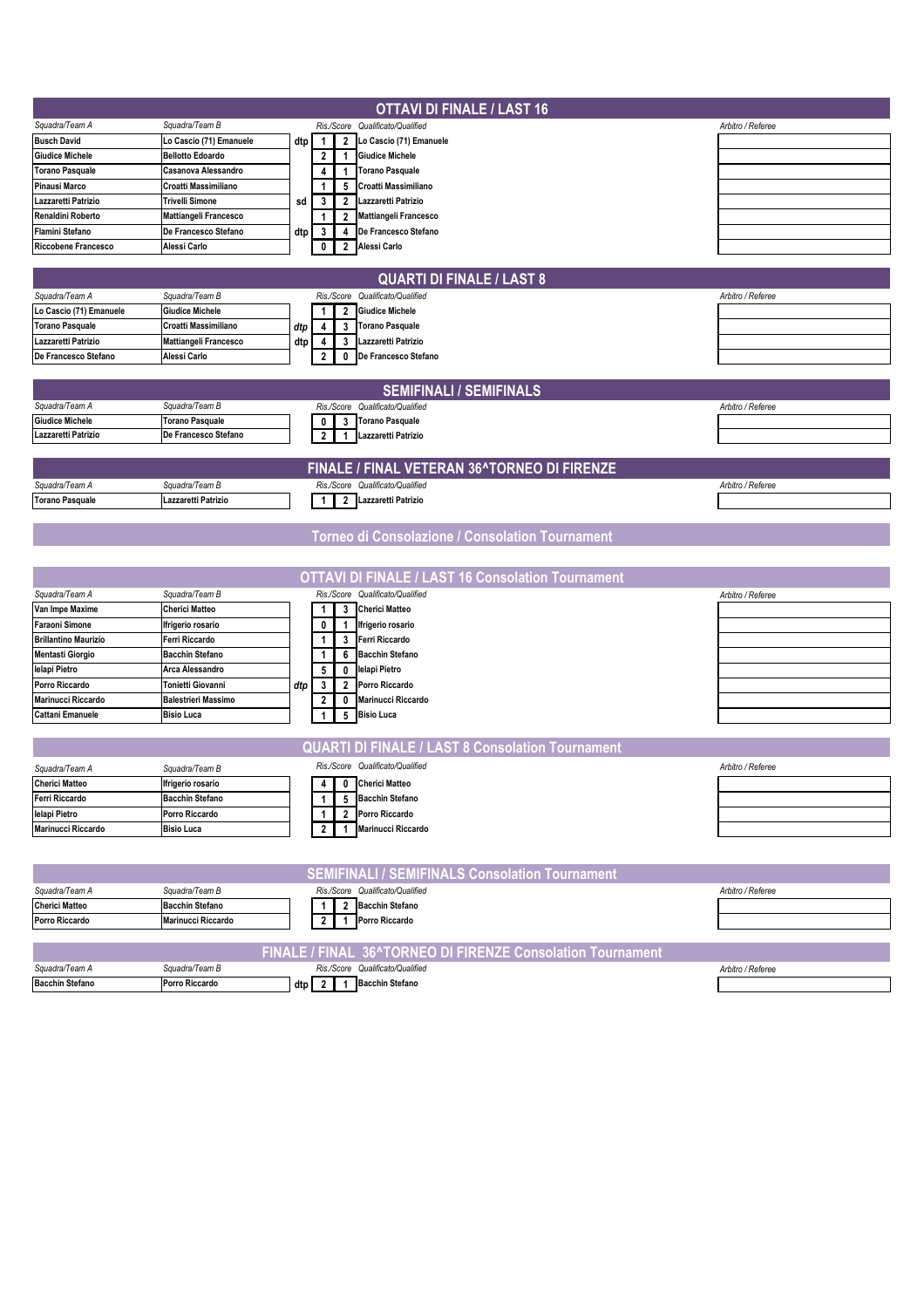## OTTAVI DI FINALE / LAST 16

| Squadra/Team A | Squadra/Team B | | Ris./Score | | Qualificato/Qualified | Arbitro / Referee |
|---|---|---|---|---|---|---|
| Busch David | Lo Cascio (71) Emanuele | dtp | 1 | 2 | Lo Cascio (71) Emanuele | |
| Giudice Michele | Bellotto Edoardo | | 2 | 1 | Giudice Michele | |
| Torano Pasquale | Casanova Alessandro | | 4 | 1 | Torano Pasquale | |
| Pinausi Marco | Croatti Massimiliano | | 1 | 5 | Croatti Massimiliano | |
| Lazzaretti Patrizio | Trivelli Simone | sd | 3 | 2 | Lazzaretti Patrizio | |
| Renaldini Roberto | Mattiangeli Francesco | | 1 | 2 | Mattiangeli Francesco | |
| Flamini Stefano | De Francesco Stefano | dtp | 3 | 4 | De Francesco Stefano | |
| Riccobene Francesco | Alessi Carlo | | 0 | 2 | Alessi Carlo | |

## QUARTI DI FINALE / LAST 8

| Squadra/Team A | Squadra/Team B | | Ris./Score | | Qualificato/Qualified | Arbitro / Referee |
|---|---|---|---|---|---|---|
| Lo Cascio (71) Emanuele | Giudice Michele | | 1 | 2 | Giudice Michele | |
| Torano Pasquale | Croatti Massimiliano | dtp | 4 | 3 | Torano Pasquale | |
| Lazzaretti Patrizio | Mattiangeli Francesco | dtp | 4 | 3 | Lazzaretti Patrizio | |
| De Francesco Stefano | Alessi Carlo | | 2 | 0 | De Francesco Stefano | |

## SEMIFINALI / SEMIFINALS

| Squadra/Team A | Squadra/Team B | | Ris./Score | | Qualificato/Qualified | Arbitro / Referee |
|---|---|---|---|---|---|---|
| Giudice Michele | Torano Pasquale | | 0 | 3 | Torano Pasquale | |
| Lazzaretti Patrizio | De Francesco Stefano | | 2 | 1 | Lazzaretti Patrizio | |

## FINALE / FINAL VETERAN 36^TORNEO DI FIRENZE

| Squadra/Team A | Squadra/Team B | | Ris./Score | | Qualificato/Qualified | Arbitro / Referee |
|---|---|---|---|---|---|---|
| Torano Pasquale | Lazzaretti Patrizio | | 1 | 2 | Lazzaretti Patrizio | |

# Torneo di Consolazione / Consolation Tournament

## OTTAVI DI FINALE / LAST 16 Consolation Tournament

| Squadra/Team A | Squadra/Team B | | Ris./Score | | Qualificato/Qualified | Arbitro / Referee |
|---|---|---|---|---|---|---|
| Van Impe Maxime | Cherici Matteo | | 1 | 3 | Cherici Matteo | |
| Faraoni Simone | Ifrigerio rosario | | 0 | 1 | Ifrigerio rosario | |
| Brillantino Maurizio | Ferri Riccardo | | 1 | 3 | Ferri Riccardo | |
| Mentasti Giorgio | Bacchin Stefano | | 1 | 6 | Bacchin Stefano | |
| Ielapi Pietro | Arca Alessandro | | 5 | 0 | Ielapi Pietro | |
| Porro Riccardo | Tonietti Giovanni | dtp | 3 | 2 | Porro Riccardo | |
| Marinucci Riccardo | Balestrieri Massimo | | 2 | 0 | Marinucci Riccardo | |
| Cattani Emanuele | Bisio Luca | | 1 | 5 | Bisio Luca | |

## QUARTI DI FINALE / LAST 8 Consolation Tournament

| Squadra/Team A | Squadra/Team B | | Ris./Score | | Qualificato/Qualified | Arbitro / Referee |
|---|---|---|---|---|---|---|
| Cherici Matteo | Ifrigerio rosario | | 4 | 0 | Cherici Matteo | |
| Ferri Riccardo | Bacchin Stefano | | 1 | 5 | Bacchin Stefano | |
| Ielapi Pietro | Porro Riccardo | | 1 | 2 | Porro Riccardo | |
| Marinucci Riccardo | Bisio Luca | | 2 | 1 | Marinucci Riccardo | |

## SEMIFINALI / SEMIFINALS Consolation Tournament

| Squadra/Team A | Squadra/Team B | | Ris./Score | | Qualificato/Qualified | Arbitro / Referee |
|---|---|---|---|---|---|---|
| Cherici Matteo | Bacchin Stefano | | 1 | 2 | Bacchin Stefano | |
| Porro Riccardo | Marinucci Riccardo | | 2 | 1 | Porro Riccardo | |

## FINALE / FINAL 36^TORNEO DI FIRENZE Consolation Tournament

| Squadra/Team A | Squadra/Team B | | Ris./Score | | Qualificato/Qualified | Arbitro / Referee |
|---|---|---|---|---|---|---|
| Bacchin Stefano | Porro Riccardo | dtp | 2 | 1 | Bacchin Stefano | |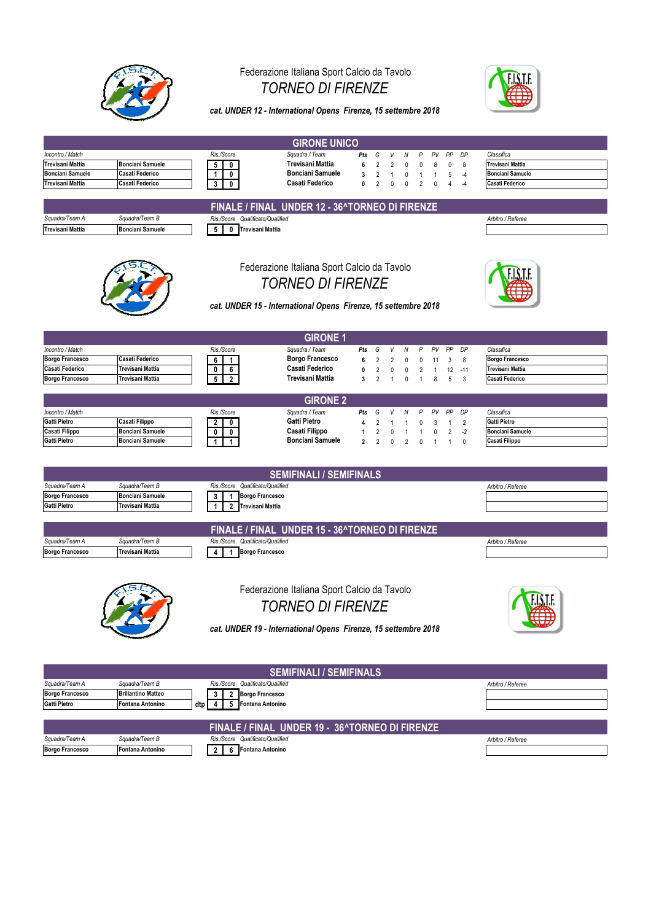Federazione Italiana Sport Calcio da Tavolo

## TORNEO DI FIRENZE

***cat. UNDER 12 - International Opens  Firenze, 15 settembre 2018***

### GIRONE UNICO

| *Incontro / Match* | | *Ris./Score* | |
|---|---|---|---|
| Trevisani Mattia | Bonciani Samuele | 5 | 0 |
| Bonciani Samuele | Casati Federico | 1 | 0 |
| Trevisani Mattia | Casati Federico | 3 | 0 |

| *Squadra / Team* | *Pts* | *G* | *V* | *N* | *P* | *PV* | *PP* | *DP* |
|---|---|---|---|---|---|---|---|---|
| Trevisani Mattia | 6 | 2 | 2 | 0 | 0 | 8 | 0 | 8 |
| Bonciani Samuele | 3 | 2 | 1 | 0 | 1 | 1 | 5 | -4 |
| Casati Federico | 0 | 2 | 0 | 0 | 2 | 0 | 4 | -4 |

| *Classifica* |
|---|
| Trevisani Mattia |
| Bonciani Samuele |
| Casati Federico |

### FINALE / FINAL  UNDER 12 - 36^TORNEO DI FIRENZE

| *Squadra/Team A* | *Squadra/Team B* | *Ris./Score* | | *Qualificato/Qualified* | *Arbitro / Referee* |
|---|---|---|---|---|---|
| Trevisani Mattia | Bonciani Samuele | 5 | 0 | Trevisani Mattia | |

Federazione Italiana Sport Calcio da Tavolo

## TORNEO DI FIRENZE

***cat. UNDER 15 - International Opens  Firenze, 15 settembre 2018***

### GIRONE 1

| *Incontro / Match* | | *Ris./Score* | |
|---|---|---|---|
| Borgo Francesco | Casati Federico | 6 | 1 |
| Casati Federico | Trevisani Mattia | 0 | 6 |
| Borgo Francesco | Trevisani Mattia | 5 | 2 |

| *Squadra / Team* | *Pts* | *G* | *V* | *N* | *P* | *PV* | *PP* | *DP* |
|---|---|---|---|---|---|---|---|---|
| Borgo Francesco | 6 | 2 | 2 | 0 | 0 | 11 | 3 | 8 |
| Casati Federico | 0 | 2 | 0 | 0 | 2 | 1 | 12 | -11 |
| Trevisani Mattia | 3 | 2 | 1 | 0 | 1 | 8 | 5 | 3 |

| *Classifica* |
|---|
| Borgo Francesco |
| Trevisani Mattia |
| Casati Federico |

### GIRONE 2

| *Incontro / Match* | | *Ris./Score* | |
|---|---|---|---|
| Gatti Pietro | Casati Filippo | 2 | 0 |
| Casati Filippo | Bonciani Samuele | 0 | 0 |
| Gatti Pietro | Bonciani Samuele | 1 | 1 |

| *Squadra / Team* | *Pts* | *G* | *V* | *N* | *P* | *PV* | *PP* | *DP* |
|---|---|---|---|---|---|---|---|---|
| Gatti Pietro | 4 | 2 | 1 | 1 | 0 | 3 | 1 | 2 |
| Casati Filippo | 1 | 2 | 0 | 1 | 1 | 0 | 2 | -2 |
| Bonciani Samuele | 2 | 2 | 0 | 2 | 0 | 1 | 1 | 0 |

| *Classifica* |
|---|
| Gatti Pietro |
| Bonciani Samuele |
| Casati Filippo |

### SEMIFINALI / SEMIFINALS

| *Squadra/Team A* | *Squadra/Team B* | *Ris./Score* | | *Qualificato/Qualified* | *Arbitro / Referee* |
|---|---|---|---|---|---|
| Borgo Francesco | Bonciani Samuele | 3 | 1 | Borgo Francesco | |
| Gatti Pietro | Trevisani Mattia | 1 | 2 | Trevisani Mattia | |

### FINALE / FINAL  UNDER 15 - 36^TORNEO DI FIRENZE

| *Squadra/Team A* | *Squadra/Team B* | *Ris./Score* | | *Qualificato/Qualified* | *Arbitro / Referee* |
|---|---|---|---|---|---|
| Borgo Francesco | Trevisani Mattia | 4 | 1 | Borgo Francesco | |

Federazione Italiana Sport Calcio da Tavolo

## TORNEO DI FIRENZE

***cat. UNDER 19 - International Opens  Firenze, 15 settembre 2018***

### SEMIFINALI / SEMIFINALS

| *Squadra/Team A* | *Squadra/Team B* | | *Ris./Score* | | *Qualificato/Qualified* | *Arbitro / Referee* |
|---|---|---|---|---|---|---|
| Borgo Francesco | Brillantino Matteo | | 3 | 2 | Borgo Francesco | |
| Gatti Pietro | Fontana Antonino | dtp | 4 | 5 | Fontana Antonino | |

### FINALE / FINAL  UNDER 19 -  36^TORNEO DI FIRENZE

| *Squadra/Team A* | *Squadra/Team B* | *Ris./Score* | | *Qualificato/Qualified* | *Arbitro / Referee* |
|---|---|---|---|---|---|
| Borgo Francesco | Fontana Antonino | 2 | 6 | Fontana Antonino | |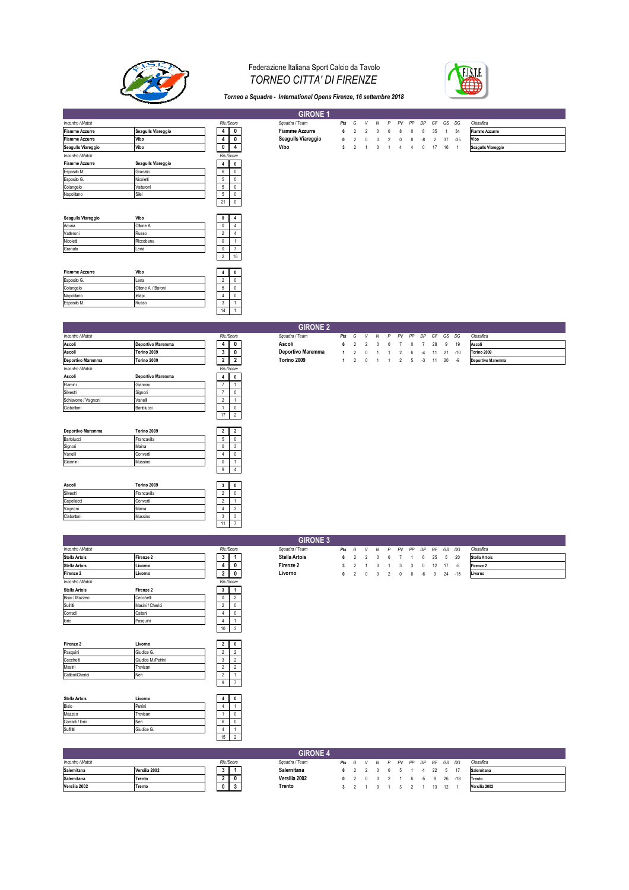Federazione Italiana Sport Calcio da Tavolo

*TORNEO CITTA' DI FIRENZE*

***Torneo a Squadre - International Opens Firenze, 16 settembre 2018***

## GIRONE 1

| Incontro / Match | | Ris./Score | |
|---|---|---|---|
| Fiamme Azzurre | Seagulls Viareggio | 4 | 0 |
| Fiamme Azzurre | Vibo | 4 | 0 |
| Seagulls Viareggio | Vibo | 0 | 4 |

| Squadra / Team | Pts | G | V | N | P | PV | PP | DP | GF | GS | DG |
|---|---|---|---|---|---|---|---|---|---|---|---|
| Fiamme Azzurre | 6 | 2 | 2 | 0 | 0 | 8 | 0 | 8 | 35 | 1 | 34 |
| Seagulls Viareggio | 0 | 2 | 0 | 0 | 2 | 0 | 8 | -8 | 2 | 37 | -35 |
| Vibo | 3 | 2 | 1 | 0 | 1 | 4 | 4 | 0 | 17 | 16 | 1 |

| Classifica |
|---|
| Fiamme Azzurre |
| Vibo |
| Seagulls Viareggio |

| Fiamme Azzurre | Seagulls Viareggio | 4 | 0 |
|---|---|---|---|
| Esposito M. | Granato | 6 | 0 |
| Esposito G. | Nicoletti | 5 | 0 |
| Colangelo | Valleroni | 5 | 0 |
| Napolitano | Silei | 5 | 0 |
| | | 21 | 0 |

| Seagulls Viareggio | Vibo | 0 | 4 |
|---|---|---|---|
| Arpaia | Ottone A. | 0 | 4 |
| Valleroni | Russo | 2 | 4 |
| Nicoletti | Riccobene | 0 | 1 |
| Granato | Lena | 0 | 7 |
| | | 2 | 16 |

| Fiamme Azzurre | Vibo | 4 | 0 |
|---|---|---|---|
| Esposito G. | Lena | 2 | 0 |
| Colangelo | Ottone A. / Baroni | 5 | 0 |
| Napolitano | Ielapi | 4 | 0 |
| Esposito M. | Russo | 3 | 1 |
| | | 14 | 1 |

## GIRONE 2

| Incontro / Match | | Ris./Score | |
|---|---|---|---|
| Ascoli | Deportivo Maremma | 4 | 0 |
| Ascoli | Torino 2009 | 3 | 0 |
| Deportivo Maremma | Torino 2009 | 2 | 2 |

| Squadra / Team | Pts | G | V | N | P | PV | PP | DP | GF | GS | DG |
|---|---|---|---|---|---|---|---|---|---|---|---|
| Ascoli | 6 | 2 | 2 | 0 | 0 | 7 | 0 | 7 | 28 | 9 | 19 |
| Deportivo Maremma | 1 | 2 | 0 | 1 | 1 | 2 | 6 | -4 | 11 | 21 | -10 |
| Torino 2009 | 1 | 2 | 0 | 1 | 1 | 2 | 5 | -3 | 11 | 20 | -9 |

| Classifica |
|---|
| Ascoli |
| Torino 2009 |
| Deportivo Maremma |

| Ascoli | Deportivo Maremma | 4 | 0 |
|---|---|---|---|
| Flamini | Giannini | 7 | 1 |
| Silvestri | Signori | 7 | 0 |
| Schiavone / Vagnoni | Vanelli | 2 | 1 |
| Ciabattoni | Bartolucci | 1 | 0 |
| | | 17 | 2 |

| Deportivo Maremma | Torino 2009 | 2 | 2 |
|---|---|---|---|
| Bartolucci | Francavilla | 5 | 0 |
| Signori | Maina | 0 | 3 |
| Vanelli | Converti | 4 | 0 |
| Giannini | Mussino | 0 | 1 |
| | | 9 | 4 |

| Ascoli | Torino 2009 | 3 | 0 |
|---|---|---|---|
| Silvestri | Francavilla | 2 | 0 |
| Capellacci | Converti | 2 | 1 |
| Vagnoni | Maina | 4 | 3 |
| Ciabattoni | Mussino | 3 | 3 |
| | | 11 | 7 |

## GIRONE 3

| Incontro / Match | | Ris./Score | |
|---|---|---|---|
| Stella Artois | Firenze 2 | 3 | 1 |
| Stella Artois | Livorno | 4 | 0 |
| Firenze 2 | Livorno | 2 | 0 |

| Squadra / Team | Pts | G | V | N | P | PV | PP | DP | GF | GS | DG |
|---|---|---|---|---|---|---|---|---|---|---|---|
| Stella Artois | 6 | 2 | 2 | 0 | 0 | 7 | 1 | 6 | 25 | 5 | 20 |
| Firenze 2 | 3 | 2 | 1 | 0 | 1 | 3 | 3 | 0 | 12 | 17 | -5 |
| Livorno | 0 | 2 | 0 | 0 | 2 | 0 | 6 | -6 | 9 | 24 | -15 |

| Classifica |
|---|
| Stella Artois |
| Firenze 2 |
| Livorno |

| Stella Artois | Firenze 2 | 3 | 1 |
|---|---|---|---|
| Bisio / Mazzeo | Cecchetti | 0 | 2 |
| Suffriti | Masini / Cherici | 2 | 0 |
| Corradi | Cattani | 4 | 0 |
| Iorio | Pasquini | 4 | 1 |
| | | 10 | 3 |

| Firenze 2 | Livorno | 2 | 0 |
|---|---|---|---|
| Pasquini | Giudice G. | 2 | 2 |
| Cecchetti | Giudice M./Petrini | 3 | 2 |
| Masini | Trevisan | 2 | 2 |
| Cattani/Cherici | Neri | 2 | 1 |
| | | 9 | 7 |

| Stella Artois | Livorno | 4 | 0 |
|---|---|---|---|
| Bisio | Petrini | 4 | 1 |
| Mazzeo | Trevisan | 1 | 0 |
| Corradi / Iorio | Neri | 6 | 0 |
| Suffriti | Giudice G. | 4 | 1 |
| | | 15 | 2 |

## GIRONE 4

| Incontro / Match | | Ris./Score | |
|---|---|---|---|
| Salernitana | Versilia 2002 | 3 | 1 |
| Salernitana | Trento | 2 | 0 |
| Versilia 2002 | Trento | 0 | 3 |

| Squadra / Team | Pts | G | V | N | P | PV | PP | DP | GF | GS | DG |
|---|---|---|---|---|---|---|---|---|---|---|---|
| Salernitana | 6 | 2 | 2 | 0 | 0 | 5 | 1 | 4 | 22 | 5 | 17 |
| Versilia 2002 | 0 | 2 | 0 | 0 | 2 | 1 | 6 | -5 | 8 | 26 | -18 |
| Trento | 3 | 2 | 1 | 0 | 1 | 3 | 2 | 1 | 13 | 12 | 1 |

| Classifica |
|---|
| Salernitana |
| Trento |
| Versilia 2002 |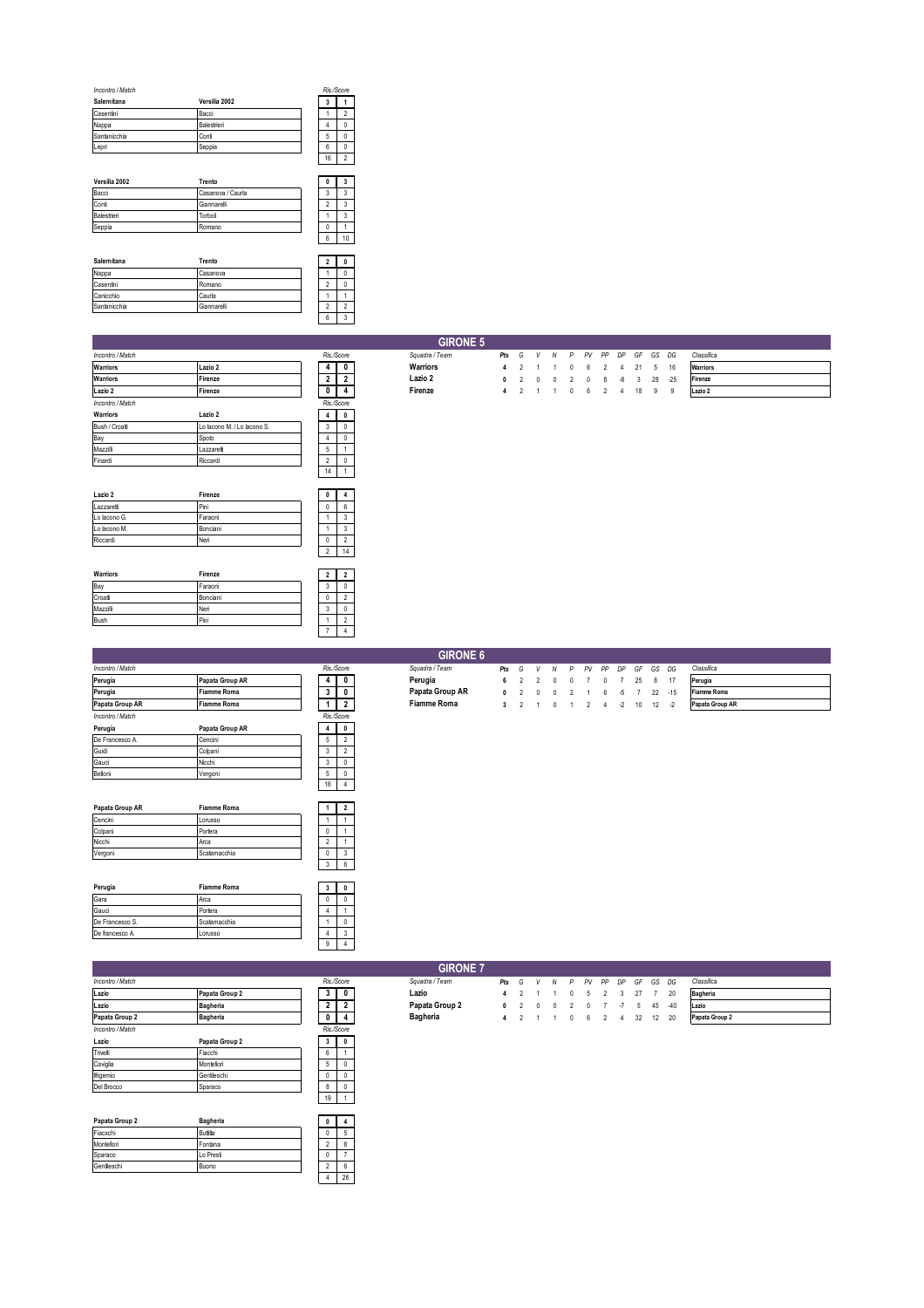*Incontro / Match* — *Ris./Score*

| Salernitana | Versilia 2002 | 3 | 1 |
|---|---|---|---|
| Casentini | Bacci | 1 | 2 |
| Nappa | Balestrieri | 4 | 0 |
| Santanicchia | Conti | 5 | 0 |
| Lepri | Seppia | 6 | 0 |
| | | 16 | 2 |

| Versilia 2002 | Trento | 0 | 3 |
|---|---|---|---|
| Bacci | Casanova / Caurla | 3 | 3 |
| Conti | Giannarelli | 2 | 3 |
| Balestrieri | Torboli | 1 | 3 |
| Seppia | Romano | 0 | 1 |
| | | 6 | 10 |

| Salernitana | Trento | 2 | 0 |
|---|---|---|---|
| Nappa | Casanova | 1 | 0 |
| Casentini | Romano | 2 | 0 |
| Canicchio | Caurla | 1 | 1 |
| Santanicchia | Giannarelli | 2 | 2 |
| | | 6 | 3 |

## GIRONE 5

| *Incontro / Match* | | *Ris./Score* | |
|---|---|---|---|
| **Warriors** | **Lazio 2** | **4** | **0** |
| **Warriors** | **Firenze** | **2** | **2** |
| **Lazio 2** | **Firenze** | **0** | **4** |

| *Squadra / Team* | *Pts* | *G* | *V* | *N* | *P* | *PV* | *PP* | *DP* | *GF* | *GS* | *DG* |
|---|---|---|---|---|---|---|---|---|---|---|---|
| **Warriors** | 4 | 2 | 1 | 1 | 0 | 6 | 2 | 4 | 21 | 5 | 16 |
| **Lazio 2** | 0 | 2 | 0 | 0 | 2 | 0 | 8 | -8 | 3 | 28 | -25 |
| **Firenze** | 4 | 2 | 1 | 1 | 0 | 6 | 2 | 4 | 18 | 9 | 9 |

| *Classifica* |
|---|
| **Warriors** |
| **Firenze** |
| **Lazio 2** |

| Warriors | Lazio 2 | 4 | 0 |
|---|---|---|---|
| Bush / Croatti | Lo Iacono M. / Lo Iacono S. | 3 | 0 |
| Bay | Spoto | 4 | 0 |
| Mazzilli | Lazzaretti | 5 | 1 |
| Finardi | Riccardi | 2 | 0 |
| | | 14 | 1 |

| Lazio 2 | Firenze | 0 | 4 |
|---|---|---|---|
| Lazzaretti | Pini | 0 | 6 |
| Lo Iacono G. | Faraoni | 1 | 3 |
| Lo Iacono M. | Bonciani | 1 | 3 |
| Riccardi | Neri | 0 | 2 |
| | | 2 | 14 |

| Warriors | Firenze | 2 | 2 |
|---|---|---|---|
| Bay | Faraoni | 3 | 0 |
| Croatti | Bonciani | 0 | 2 |
| Mazzilli | Neri | 3 | 0 |
| Bush | Pini | 1 | 2 |
| | | 7 | 4 |

## GIRONE 6

| *Incontro / Match* | | *Ris./Score* | |
|---|---|---|---|
| **Perugia** | **Papata Group AR** | **4** | **0** |
| **Perugia** | **Fiamme Roma** | **3** | **0** |
| **Papata Group AR** | **Fiamme Roma** | **1** | **2** |

| *Squadra / Team* | *Pts* | *G* | *V* | *N* | *P* | *PV* | *PP* | *DP* | *GF* | *GS* | *DG* |
|---|---|---|---|---|---|---|---|---|---|---|---|
| **Perugia** | 6 | 2 | 2 | 0 | 0 | 7 | 0 | 7 | 25 | 8 | 17 |
| **Papata Group AR** | 0 | 2 | 0 | 0 | 2 | 1 | 6 | -5 | 7 | 22 | -15 |
| **Fiamme Roma** | 3 | 2 | 1 | 0 | 1 | 2 | 4 | -2 | 10 | 12 | -2 |

| *Classifica* |
|---|
| **Perugia** |
| **Fiamme Roma** |
| **Papata Group AR** |

| Perugia | Papata Group AR | 4 | 0 |
|---|---|---|---|
| De Francesco A. | Cencini | 5 | 2 |
| Guidi | Colpani | 3 | 2 |
| Gauci | Nicchi | 3 | 0 |
| Belloni | Vergoni | 5 | 0 |
| | | 16 | 4 |

| Papata Group AR | Fiamme Roma | 1 | 2 |
|---|---|---|---|
| Cencini | Lorusso | 1 | 1 |
| Colpani | Portera | 0 | 1 |
| Nicchi | Arca | 2 | 1 |
| Vergoni | Scatamacchia | 0 | 3 |
| | | 3 | 6 |

| Perugia | Fiamme Roma | 3 | 0 |
|---|---|---|---|
| Gara | Arca | 0 | 0 |
| Gauci | Portera | 4 | 1 |
| De Francesco S. | Scatamacchia | 1 | 0 |
| De francesco A. | Lorusso | 4 | 3 |
| | | 9 | 4 |

## GIRONE 7

| *Incontro / Match* | | *Ris./Score* | |
|---|---|---|---|
| **Lazio** | **Papata Group 2** | **3** | **0** |
| **Lazio** | **Bagheria** | **2** | **2** |
| **Papata Group 2** | **Bagheria** | **0** | **4** |

| *Squadra / Team* | *Pts* | *G* | *V* | *N* | *P* | *PV* | *PP* | *DP* | *GF* | *GS* | *DG* |
|---|---|---|---|---|---|---|---|---|---|---|---|
| **Lazio** | 4 | 2 | 1 | 1 | 0 | 5 | 2 | 3 | 27 | 7 | 20 |
| **Papata Group 2** | 0 | 2 | 0 | 0 | 2 | 0 | 7 | -7 | 5 | 45 | -40 |
| **Bagheria** | 4 | 2 | 1 | 1 | 0 | 6 | 2 | 4 | 32 | 12 | 20 |

| *Classifica* |
|---|
| **Bagheria** |
| **Lazio** |
| **Papata Group 2** |

| Lazio | Papata Group 2 | 3 | 0 |
|---|---|---|---|
| Trivelli | Fiacchi | 6 | 1 |
| Caviglia | Montefiori | 5 | 0 |
| Ifigemio | Gentileschi | 0 | 0 |
| Del Brocco | Sparaco | 8 | 0 |
| | | 19 | 1 |

| Papata Group 2 | Bagheria | 0 | 4 |
|---|---|---|---|
| Fiacxchi | Buttita | 0 | 5 |
| Montefiori | Fontana | 2 | 8 |
| Sparaco | Lo Presti | 0 | 7 |
| Gentileschi | Buono | 2 | 6 |
| | | 4 | 26 |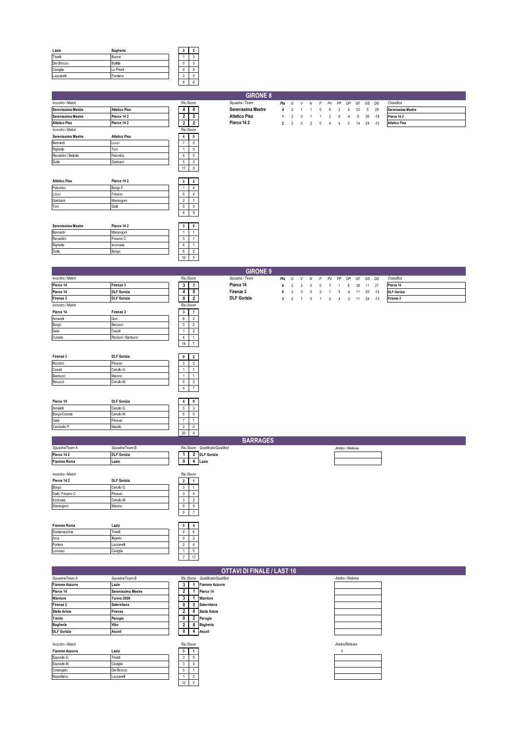| Lazio | Bagheria | | |
|---|---|---|---|
| Trivelli | Buono | 1 | 3 |
| Del Brocco | Buttita | 0 | 3 |
| Caviglia | Lo Presti | 4 | 0 |
| Lazzaretti | Fontana | 3 | 0 |
| | | 8 | 6 |

Score: 2 – 2

## GIRONE 8

| Incontro / Match | | Ris./Score | |
|---|---|---|---|
| Serenissima Mestre | Atletico Pisa | 4 | 0 |
| Serenissima Mestre | Pierce 14 2 | 2 | 2 |
| Atletico Pisa | Pierce 14 2 | 2 | 2 |

| Squadra / Team | Pts | G | V | N | P | PV | PP | DP | GF | GS | DG |
|---|---|---|---|---|---|---|---|---|---|---|---|
| Serenissima Mestre | 4 | 2 | 1 | 1 | 0 | 6 | 2 | 4 | 33 | 5 | 28 |
| Atletico Pisa | 1 | 2 | 0 | 1 | 1 | 2 | 6 | -4 | 8 | 26 | -18 |
| Pierce 14 2 | 2 | 2 | 0 | 2 | 0 | 4 | 4 | 0 | 14 | 24 | -10 |

| Classifica |
|---|
| Serenissima Mestre |
| Pierce 14 2 |
| Atletico Pisa |

| Serenissima Mestre | Atletico Pisa | 4 | 0 |
|---|---|---|---|
| Bernardi | Locci | 7 | 0 |
| Righetto | Toni | 1 | 0 |
| Renaldini / Bellotto | Palumbo | 4 | 0 |
| Dotto | Gabbani | 5 | 0 |
| | | 17 | 0 |

| Atletico Pisa | Pierce 14 2 | 2 | 2 |
|---|---|---|---|
| Palumbo | Borgo F. | 1 | 4 |
| Locci | Fricano | 0 | 4 |
| Gabbani | Marangoni | 2 | 1 |
| Toni | Gatti | 5 | 0 |
| | | 8 | 9 |

| Serenissima Mestre | Pierce 14 2 | 3 | 0 |
|---|---|---|---|
| Bernardi | Marangoni | 1 | 1 |
| Renaldini | Fricano C. | 3 | 1 |
| Righetto | Incorvaia | 6 | 1 |
| Dotto | Borgo | 6 | 2 |
| | | 16 | 5 |

## GIRONE 9

| Incontro / Match | | Ris./Score | |
|---|---|---|---|
| Pierce 14 | Firenze 3 | 3 | 1 |
| Pierce 14 | DLF Gorizia | 4 | 0 |
| Firenze 3 | DLF Gorizia | 0 | 2 |

| Squadra / Team | Pts | G | V | N | P | PV | PP | DP | GF | GS | DG |
|---|---|---|---|---|---|---|---|---|---|---|---|
| Pierce 14 | 6 | 2 | 2 | 0 | 0 | 7 | 1 | 6 | 38 | 11 | 27 |
| Firenze 3 | 0 | 2 | 0 | 0 | 2 | 1 | 5 | -4 | 11 | 25 | -14 |
| DLF Gorizia | 3 | 2 | 1 | 0 | 1 | 2 | 4 | -2 | 11 | 24 | -13 |

| Classifica |
|---|
| Pierce 14 |
| DLF Gorizia |
| Firenze 3 |

| Pierce 14 | Firenze 3 | 3 | 1 |
|---|---|---|---|
| Amarelli | Gori | 8 | 2 |
| Borgo | Becucci | 5 | 2 |
| Gaia | Casati | 1 | 2 |
| Cubeta | Riccioni / Barducci | 4 | 1 |
| | | 18 | 7 |

| Firenze 3 | DLF Gorizia | 0 | 2 |
|---|---|---|---|
| Riccioni | Pinausi | 2 | 3 |
| Casati | Cerullo G. | 1 | 1 |
| Barducci | Macino | 1 | 1 |
| Becucci | Cerullo M. | 0 | 2 |
| | | 4 | 7 |

| Pierce 14 | DLF Gorizia | 4 | 0 |
|---|---|---|---|
| Amatelli | Cerullo G. | 5 | 3 |
| Borgo/Cubeta | Cerullo M. | 6 | 0 |
| Gaia | Pinausi | 7 | 1 |
| Zambello P. | Macillo | 2 | 0 |
| | | 20 | 4 |

## BARRAGES

| Squadra/Team A | Squadra/Team B | Ris./Score | | Qualificato/Qualified | Arbitro / Referee |
|---|---|---|---|---|---|
| Pierce 14 2 | DLF Gorizia | 1 | 2 | DLF Gorizia | |
| Fiamme Roma | Lazio | 0 | 4 | Lazio | |

| Pierce 14 2 | DLF Gorizia | 2 | 1 |
|---|---|---|---|
| Borgo | Cerullo G. | 3 | 1 |
| Gatti / Fricano C. | Pinausi | 3 | 4 |
| Incorvaia | Cerullo M. | 3 | 2 |
| Marangoni | Macino | 0 | 0 |
| | | 9 | 7 |

| Fiamme Roma | Lazio | 0 | 4 |
|---|---|---|---|
| Scatamacchia | Trivelli | 4 | 6 |
| Arca | Ifrigerio | 0 | 2 |
| Portera | Lazzaretti | 2 | 4 |
| Lorusso | Caviglia | 1 | 5 |
| | | 7 | 17 |

## OTTAVI DI FINALE / LAST 16

| Squadra/Team A | Squadra/Team B | Ris./Score | | Qualificato/Qualified | Arbitro / Referee |
|---|---|---|---|---|---|
| Fiamme Azzurre | Lazio | 3 | 1 | Fiamme Azzurre | |
| Pierce 14 | Serenissima Mestre | 2 | 1 | Pierce 14 | |
| Warriors | Torino 2009 | 3 | 1 | Warriors | |
| Firenze 2 | Salernitana | 0 | 3 | Salernitana | |
| Stella Artois | Firenze | 2 | 0 | Stella Artois | |
| Trento | Perugia | 0 | 2 | Perugia | |
| Bagheria | Vibo | 2 | 0 | Bagheria | |
| DLF Gorizia | Ascoli | 0 | 4 | Ascoli | |

| Fiamme Azzurre | Lazio | 3 | 1 |
|---|---|---|---|
| Esposito G. | Trivelli | 3 | 0 |
| Esposito M. | Caviglia | 3 | 4 |
| Colangelo | Del Brocco | 5 | 1 |
| Napolitano | Lazzaretti | 1 | 0 |
| | | 12 | 5 |

Arbitro/Referee: 0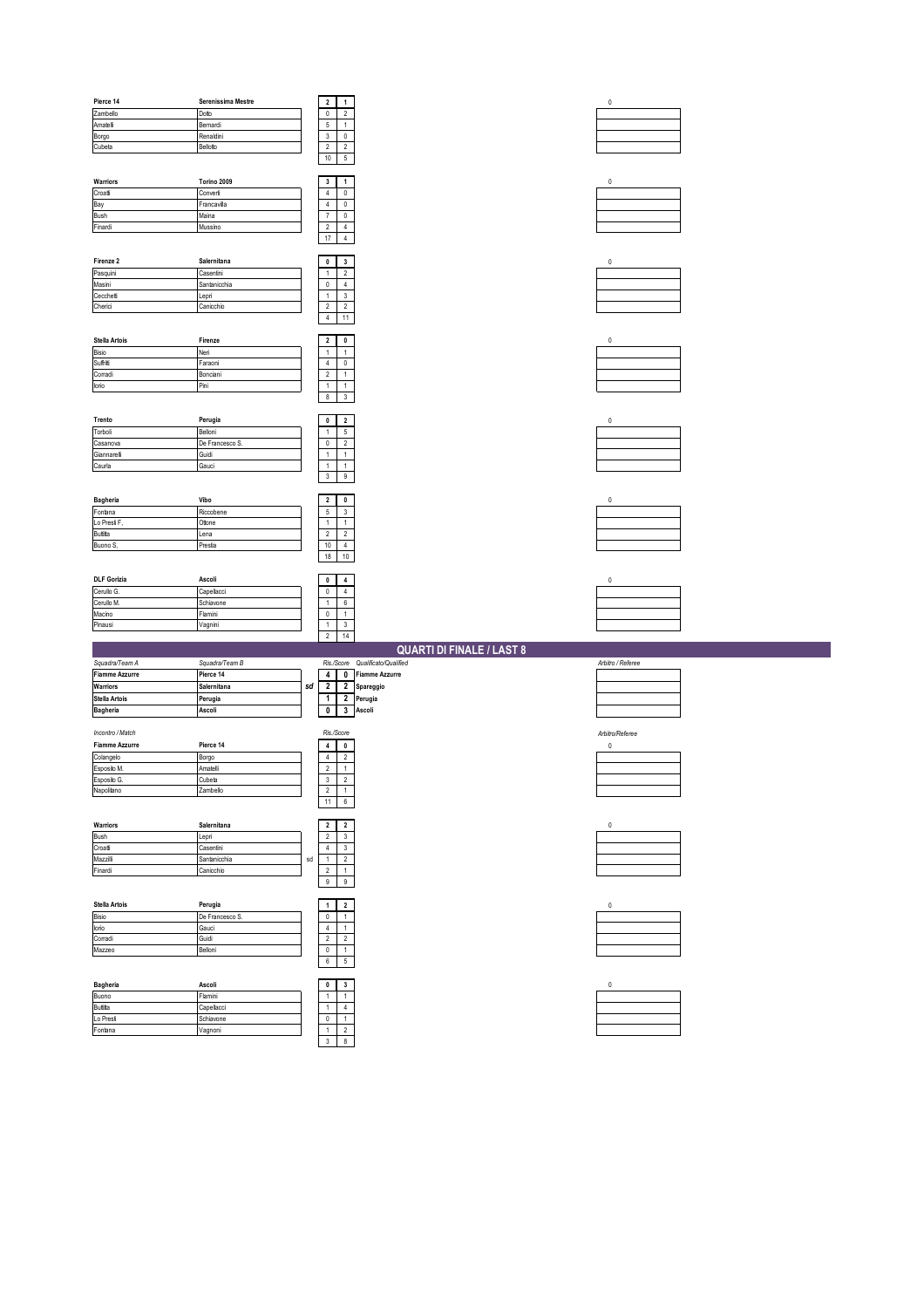| Pierce 14 | Serenissima Mestre | 2 | 1 |
|---|---|---|---|
| Zambello | Dotto | 0 | 2 |
| Amatelli | Bernardi | 5 | 1 |
| Borgo | Renaldini | 3 | 0 |
| Cubeta | Bellotto | 2 | 2 |
| | | 10 | 5 |

0

| Warriors | Torino 2009 | 3 | 1 |
|---|---|---|---|
| Croatti | Converti | 4 | 0 |
| Bay | Francavilla | 4 | 0 |
| Bush | Maina | 7 | 0 |
| Finardi | Mussino | 2 | 4 |
| | | 17 | 4 |

0

| Firenze 2 | Salernitana | 0 | 3 |
|---|---|---|---|
| Pasquini | Casentini | 1 | 2 |
| Masini | Santanicchia | 0 | 4 |
| Cecchetti | Lepri | 1 | 3 |
| Cherici | Canicchio | 2 | 2 |
| | | 4 | 11 |

0

| Stella Artois | Firenze | 2 | 0 |
|---|---|---|---|
| Bisio | Neri | 1 | 1 |
| Suffriti | Faraoni | 4 | 0 |
| Corradi | Bonciani | 2 | 1 |
| Iorio | Pini | 1 | 1 |
| | | 8 | 3 |

0

| Trento | Perugia | 0 | 2 |
|---|---|---|---|
| Torboli | Belloni | 1 | 5 |
| Casanova | De Francesco S. | 0 | 2 |
| Giannarelli | Guidi | 1 | 1 |
| Caurla | Gauci | 1 | 1 |
| | | 3 | 9 |

0

| Bagheria | Vibo | 2 | 0 |
|---|---|---|---|
| Fontana | Riccobene | 5 | 3 |
| Lo Presti F. | Ottone | 1 | 1 |
| Buttitta | Lena | 2 | 2 |
| Buono S. | Prestia | 10 | 4 |
| | | 18 | 10 |

0

| DLF Gorizia | Ascoli | 0 | 4 |
|---|---|---|---|
| Cerullo G. | Capellacci | 0 | 4 |
| Cerullo M. | Schiavone | 1 | 6 |
| Macino | Flamini | 0 | 1 |
| Pinausi | Vagnini | 1 | 3 |
| | | 2 | 14 |

0

## QUARTI DI FINALE / LAST 8

| *Squadra/Team A* | *Squadra/Team B* | | *Ris./Score* | | *Qualificato/Qualified* | *Arbitro / Referee* |
|---|---|---|---|---|---|---|
| **Fiamme Azzurre** | **Pierce 14** | | 4 | 0 | **Fiamme Azzurre** | |
| **Warriors** | **Salernitana** | *sd* | 2 | 2 | **Spareggio** | |
| **Stella Artois** | **Perugia** | | 1 | 2 | **Perugia** | |
| **Bagheria** | **Ascoli** | | 0 | 3 | **Ascoli** | |

*Incontro / Match* — *Ris./Score* — *Arbitro/Referee*

| Fiamme Azzurre | Pierce 14 | 4 | 0 |
|---|---|---|---|
| Colangelo | Borgo | 4 | 2 |
| Esposito M. | Amatelli | 2 | 1 |
| Esposito G. | Cubeta | 3 | 2 |
| Napolitano | Zambello | 2 | 1 |
| | | 11 | 6 |

0

| Warriors | Salernitana | | 2 | 2 |
|---|---|---|---|---|
| Bush | Lepri | | 2 | 3 |
| Croatti | Casentini | | 4 | 3 |
| Mazzilli | Santanicchia | sd | 1 | 2 |
| Finardi | Canicchio | | 2 | 1 |
| | | | 9 | 9 |

0

| Stella Artois | Perugia | 1 | 2 |
|---|---|---|---|
| Bisio | De Francesco S. | 0 | 1 |
| Iorio | Gauci | 4 | 1 |
| Corradi | Guidi | 2 | 2 |
| Mazzeo | Belloni | 0 | 1 |
| | | 6 | 5 |

0

| Bagheria | Ascoli | 0 | 3 |
|---|---|---|---|
| Buono | Flamini | 1 | 1 |
| Buttitta | Capellacci | 1 | 4 |
| Lo Presti | Schiavone | 0 | 1 |
| Fontana | Vagnoni | 1 | 2 |
| | | 3 | 8 |

0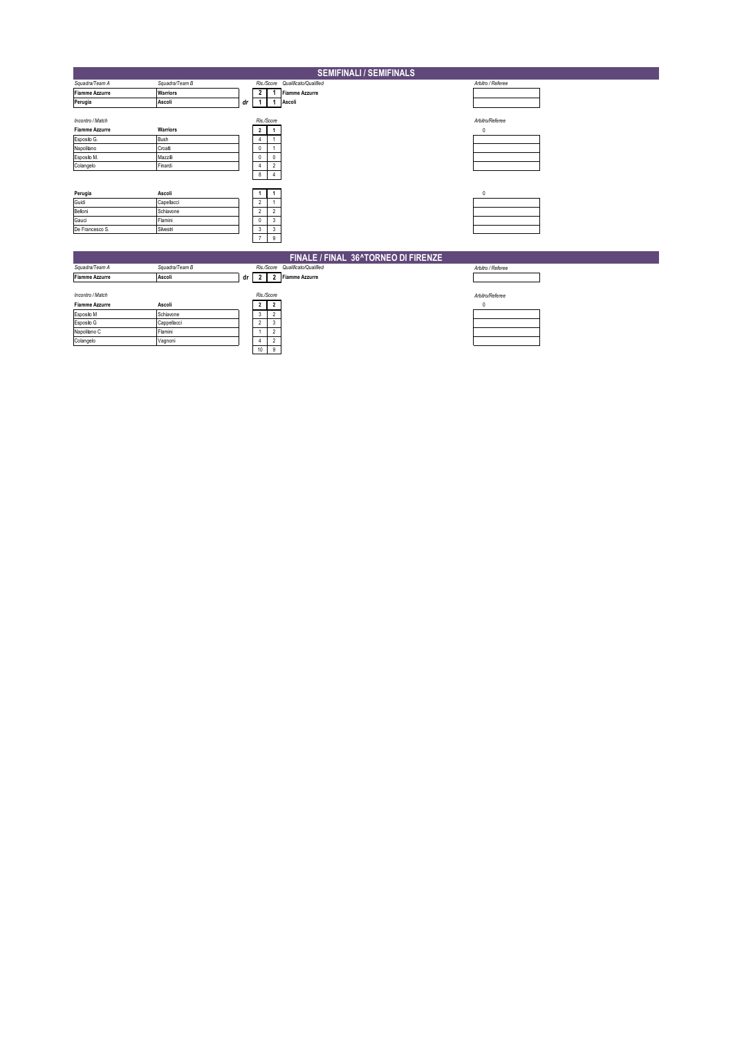## SEMIFINALI / SEMIFINALS

| Squadra/Team A | Squadra/Team B | | Ris./Score | | Qualificato/Qualified | Arbitro / Referee |
|---|---|---|---|---|---|---|
| **Fiamme Azzurre** | **Warriors** | | **2** | **1** | **Fiamme Azzurre** | |
| **Perugia** | **Ascoli** | *dr* | **1** | **1** | **Ascoli** | |

| Incontro / Match | | Ris./Score | | Arbitro/Referee |
|---|---|---|---|---|
| **Fiamme Azzurre** | **Warriors** | **2** | **1** | 0 |
| Esposito G. | Bush | 4 | 1 | |
| Napolitano | Croatti | 0 | 1 | |
| Esposito M. | Mazzilli | 0 | 0 | |
| Colangelo | Finardi | 4 | 2 | |
| | | 8 | 4 | |

| Incontro / Match | | Ris./Score | | Arbitro/Referee |
|---|---|---|---|---|
| **Perugia** | **Ascoli** | **1** | **1** | 0 |
| Guidi | Capellacci | 2 | 1 | |
| Belloni | Schiavone | 2 | 2 | |
| Gauci | Flamini | 0 | 3 | |
| De Francesco S. | Silvestri | 3 | 3 | |
| | | 7 | 9 | |

## FINALE / FINAL 36^TORNEO DI FIRENZE

| Squadra/Team A | Squadra/Team B | | Ris./Score | | Qualificato/Qualified | Arbitro / Referee |
|---|---|---|---|---|---|---|
| **Fiamme Azzurre** | **Ascoli** | *dr* | **2** | **2** | **Fiamme Azzurre** | |

| Incontro / Match | | Ris./Score | | Arbitro/Referee |
|---|---|---|---|---|
| **Fiamme Azzurre** | **Ascoli** | **2** | **2** | 0 |
| Esposito M | Schiavone | 3 | 2 | |
| Esposito G | Cappellacci | 2 | 3 | |
| Napolitano C | Flamini | 1 | 2 | |
| Colangelo | Vagnoni | 4 | 2 | |
| | | 10 | 9 | |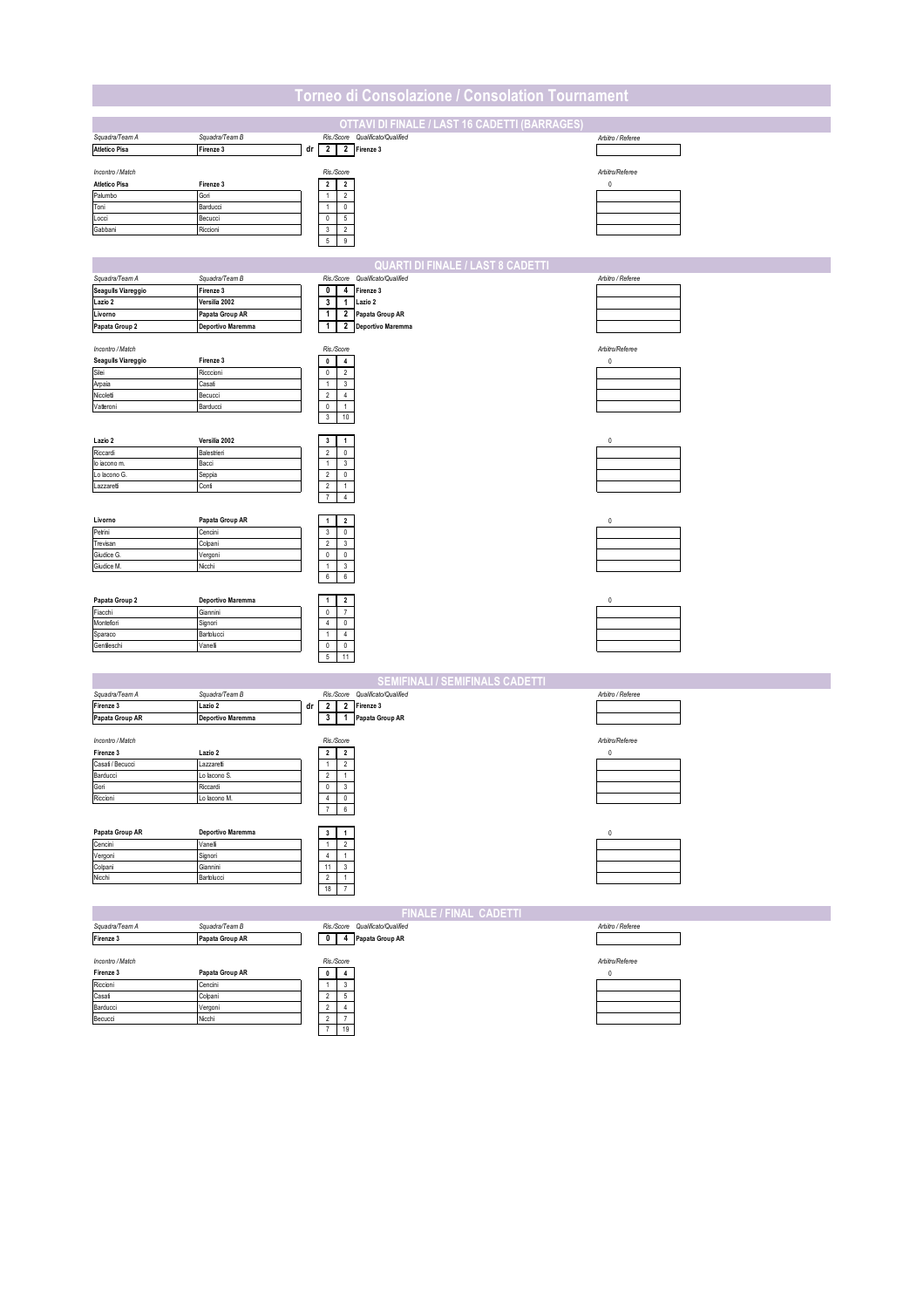# Torneo di Consolazione / Consolation Tournament

## OTTAVI DI FINALE / LAST 16 CADETTI (BARRAGES)

| Squadra/Team A | Squadra/Team B | | Ris./Score | | Qualificato/Qualified | Arbitro / Referee |
|---|---|---|---|---|---|---|
| Atletico Pisa | Firenze 3 | dr | 2 | 2 | Firenze 3 | |

| Incontro / Match | | Ris./Score | | Arbitro/Referee |
|---|---|---|---|---|
| Atletico Pisa | Firenze 3 | 2 | 2 | 0 |
| Palumbo | Gori | 1 | 2 | |
| Toni | Barducci | 1 | 0 | |
| Locci | Becucci | 0 | 5 | |
| Gabbani | Riccioni | 3 | 2 | |
| | | 5 | 9 | |

## QUARTI DI FINALE / LAST 8 CADETTI

| Squadra/Team A | Squadra/Team B | Ris./Score | | Qualificato/Qualified | Arbitro / Referee |
|---|---|---|---|---|---|
| Seagulls Viareggio | Firenze 3 | 0 | 4 | Firenze 3 | |
| Lazio 2 | Versilia 2002 | 3 | 1 | Lazio 2 | |
| Livorno | Papata Group AR | 1 | 2 | Papata Group AR | |
| Papata Group 2 | Deportivo Maremma | 1 | 2 | Deportivo Maremma | |

| Incontro / Match | | Ris./Score | | Arbitro/Referee |
|---|---|---|---|---|
| Seagulls Viareggio | Firenze 3 | 0 | 4 | 0 |
| Silei | Ricccioni | 0 | 2 | |
| Arpaia | Casati | 1 | 3 | |
| Nicoletti | Becucci | 2 | 4 | |
| Vatteroni | Barducci | 0 | 1 | |
| | | 3 | 10 | |

| Incontro / Match | | Ris./Score | | Arbitro/Referee |
|---|---|---|---|---|
| Lazio 2 | Versilia 2002 | 3 | 1 | 0 |
| Riccardi | Balestrieri | 2 | 0 | |
| lo Iacono m. | Bacci | 1 | 3 | |
| Lo Iacono G. | Seppia | 2 | 0 | |
| Lazzaretti | Conti | 2 | 1 | |
| | | 7 | 4 | |

| Incontro / Match | | Ris./Score | | Arbitro/Referee |
|---|---|---|---|---|
| Livorno | Papata Group AR | 1 | 2 | 0 |
| Petrini | Cencini | 3 | 0 | |
| Trevisan | Colpani | 2 | 3 | |
| Giudice G. | Vergoni | 0 | 0 | |
| Giudice M. | Nicchi | 1 | 3 | |
| | | 6 | 6 | |

| Incontro / Match | | Ris./Score | | Arbitro/Referee |
|---|---|---|---|---|
| Papata Group 2 | Deportivo Maremma | 1 | 2 | 0 |
| Fiacchi | Giannini | 0 | 7 | |
| Montefiori | Signori | 4 | 0 | |
| Sparaco | Bartolucci | 1 | 4 | |
| Gentileschi | Vanelli | 0 | 0 | |
| | | 5 | 11 | |

## SEMIFINALI / SEMIFINALS CADETTI

| Squadra/Team A | Squadra/Team B | | Ris./Score | | Qualificato/Qualified | Arbitro / Referee |
|---|---|---|---|---|---|---|
| Firenze 3 | Lazio 2 | dr | 2 | 2 | Firenze 3 | |
| Papata Group AR | Deportivo Maremma | | 3 | 1 | Papata Group AR | |

| Incontro / Match | | Ris./Score | | Arbitro/Referee |
|---|---|---|---|---|
| Firenze 3 | Lazio 2 | 2 | 2 | 0 |
| Casati / Becucci | Lazzaretti | 1 | 2 | |
| Barducci | Lo Iacono S. | 2 | 1 | |
| Gori | Riccardi | 0 | 3 | |
| Riccioni | Lo Iacono M. | 4 | 0 | |
| | | 7 | 6 | |

| Incontro / Match | | Ris./Score | | Arbitro/Referee |
|---|---|---|---|---|
| Papata Group AR | Deportivo Maremma | 3 | 1 | 0 |
| Cencini | Vanelli | 1 | 2 | |
| Vergoni | Signori | 4 | 1 | |
| Colpani | Giannini | 11 | 3 | |
| Nicchi | Bartolucci | 2 | 1 | |
| | | 18 | 7 | |

## FINALE / FINAL CADETTI

| Squadra/Team A | Squadra/Team B | Ris./Score | | Qualificato/Qualified | Arbitro / Referee |
|---|---|---|---|---|---|
| Firenze 3 | Papata Group AR | 0 | 4 | Papata Group AR | |

| Incontro / Match | | Ris./Score | | Arbitro/Referee |
|---|---|---|---|---|
| Firenze 3 | Papata Group AR | 0 | 4 | 0 |
| Riccioni | Cencini | 1 | 3 | |
| Casati | Colpani | 2 | 5 | |
| Barducci | Vergoni | 2 | 4 | |
| Becucci | Nicchi | 2 | 7 | |
| | | 7 | 19 | |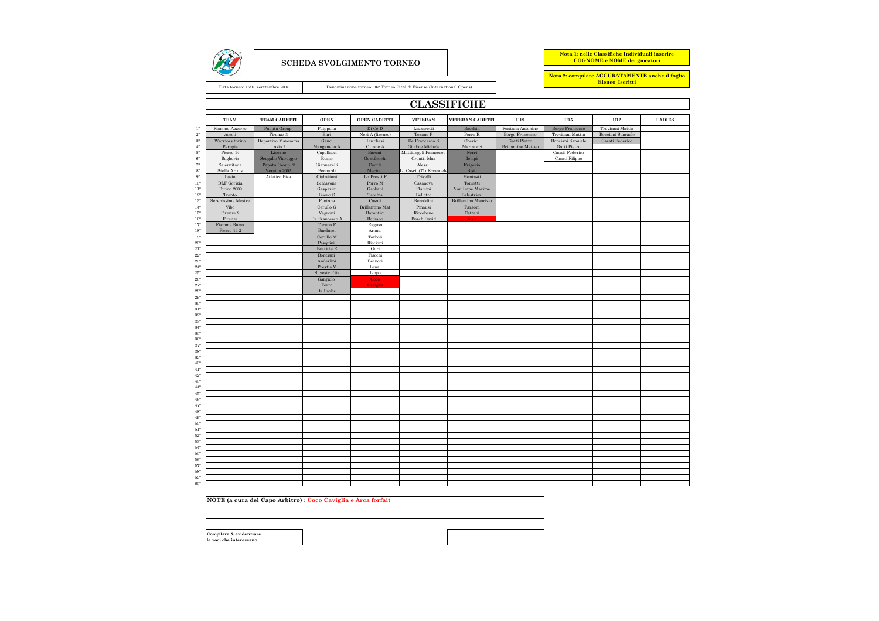# SCHEDA SVOLGIMENTO TORNEO

**Nota 1: nelle Classifiche Individuali inserire COGNOME e NOME dei giocatori**

**Nota 2: compilare ACCURATAMENTE anche il foglio Elenco_Iscritti**

Data torneo: 15/16 settembre 2018

Denominazione torneo: 36° Torneo Città di Firenze (International Opens)

## CLASSIFICHE

| | TEAM | TEAM CADETTI | OPEN | OPEN CADETTI | VETERAN | VETERAN CADETTI | U19 | U15 | U12 | LADIES |
|---|---|---|---|---|---|---|---|---|---|---|
| 1° | Fiamme Azzurre | Papata Group | Filippella | Di Cè D | Lazzaretti | Bacchin | Fontana Antonino | Borgo Francesco | Trevisani Mattia | |
| 2° | Ascoli | Firenze 3 | Bari | Neri A (firenze) | Torano P | Porro R | Borgo Francesco | Trevisani Mattia | Bonciani Samuele | |
| 3° | Warriors torino | Deportivo Maremma | Gauci | Lucchesi | De Francesco S | Cherici | Gatti Pietro | Bonciani Samuele | Casati Federico | |
| 4° | Perugia | Lazio 2 | Manganello A | Ottone A | Giudice Michele | Marinucci | Brillantino Matteo | Gatti Pietro | | |
| 5° | Pierce 14 | Livorno | Capellacci | Baroni | Mattiangeli Francesco | Ferri | | Casati Federico | | |
| 6° | Bagheria | Seagulls Viareggio | Russo | Gentileschi | Croatti Max | Iclapi | | Casati Filippo | | |
| 7° | Salernitana | Papata Group 2 | Giannarelli | Caurla | Alessi | Ifrigerio | | | | |
| 8° | Stella Artois | Versilia 2002 | Bernardi | Macino | Lo Cascio(71) Emanuele | Bisio | | | | |
| 9° | Lazio | Atletico Pisa | Ciabattoni | Lo Presti F | Trivelli | Mentasti | | | | |
| 10° | DLF Gorizia | | Schiavone | Porro M | Casanova | Tonietti | | | | |
| 11° | Torino 2009 | | Gasparini | Gabbani | Flamini | Van Impe Maxime | | | | |
| 12° | Trento | | Bueno S | Tacchia | Bellotto | Balestrieri | | | | |
| 13° | Serenissima Mestre | | Fontana | Casati | Renaldini | Brillantino Maurizio | | | | |
| 14° | Vibo | | Cerullo G | Brillantino Mat | Pinausi | Faraoni | | | | |
| 15° | Firenze 2 | | Vagnoni | Barontini | Riccobene | Cattani | | | | |
| 16° | Firenze | | De Francesco A | Romano | Busch David | Arca | | | | |
| 17° | Fiamme Roma | | Torano F | Ragusa | | | | | | |
| 18° | Pierce 14 2 | | Barducci | Ariano | | | | | | |
| 19° | | | Cerullo M | Torboli | | | | | | |
| 20° | | | Pasquini | Riccioni | | | | | | |
| 21° | | | Buttitta E | Gori | | | | | | |
| 22° | | | Bonciani | Fiacchi | | | | | | |
| 23° | | | Anderlini | Becucci | | | | | | |
| 24° | | | Prestia V | Lena | | | | | | |
| 25° | | | Silvestri Gia | Lippo | | | | | | |
| 26° | | | Gargiulo | Coco | | | | | | |
| 27° | | | Ferro | Caviglia | | | | | | |
| 28° | | | De Paolis | | | | | | | |
| 29° | | | | | | | | | | |
| 30° | | | | | | | | | | |
| 31° | | | | | | | | | | |
| 32° | | | | | | | | | | |
| 33° | | | | | | | | | | |
| 34° | | | | | | | | | | |
| 35° | | | | | | | | | | |
| 36° | | | | | | | | | | |
| 37° | | | | | | | | | | |
| 38° | | | | | | | | | | |
| 39° | | | | | | | | | | |
| 40° | | | | | | | | | | |
| 41° | | | | | | | | | | |
| 42° | | | | | | | | | | |
| 43° | | | | | | | | | | |
| 44° | | | | | | | | | | |
| 45° | | | | | | | | | | |
| 46° | | | | | | | | | | |
| 47° | | | | | | | | | | |
| 48° | | | | | | | | | | |
| 49° | | | | | | | | | | |
| 50° | | | | | | | | | | |
| 51° | | | | | | | | | | |
| 52° | | | | | | | | | | |
| 53° | | | | | | | | | | |
| 54° | | | | | | | | | | |
| 55° | | | | | | | | | | |
| 56° | | | | | | | | | | |
| 57° | | | | | | | | | | |
| 58° | | | | | | | | | | |
| 59° | | | | | | | | | | |
| 60° | | | | | | | | | | |

**NOTE (a cura del Capo Arbitro) : Coco Caviglia e Arca forfait**

**Compilare & evidenziare le voci che interessano**